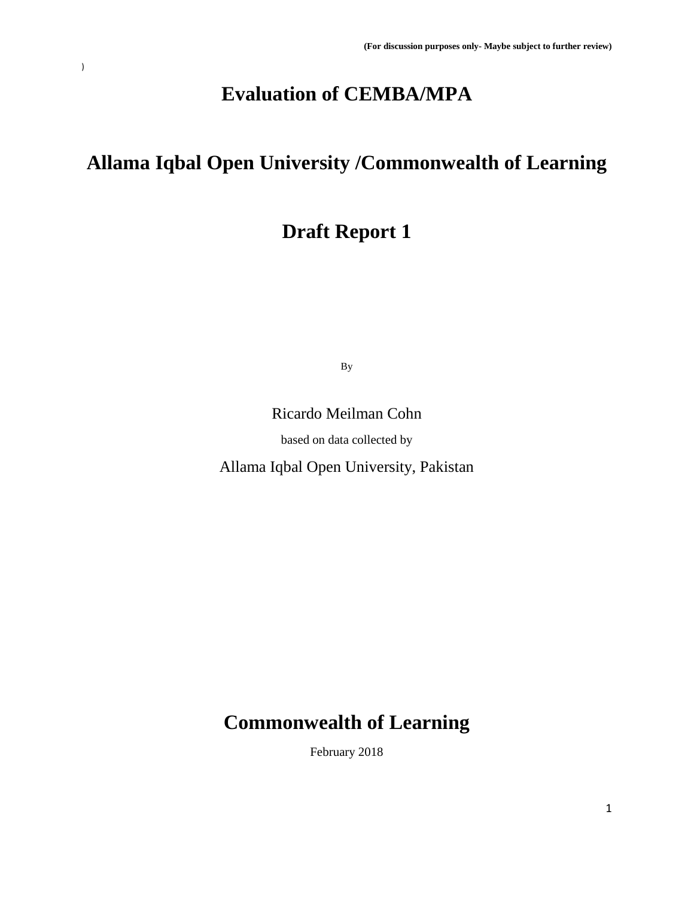**(For discussion purposes only- Maybe subject to further review)**

)

# Evaluation of CEMBA/MPA

# Allama Iqbal Open University /Commonwealth of Learning

# Draft Report 1

By

Ricardo Meilman Cohn

based on data collected by

Allama Iqbal Open University, Pakistan

# Commonwealth of Learning

February 2018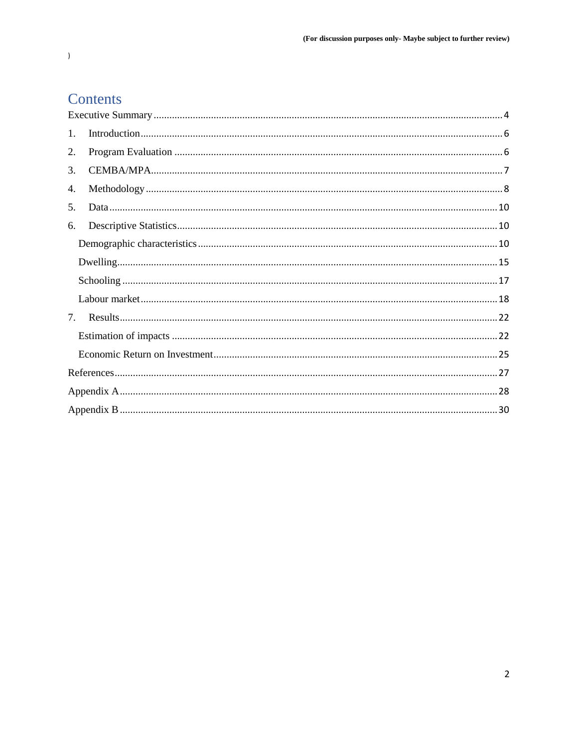# Contents

Executive Summary ..... 4

1. Introduction ..... 6
2. Program Evaluation ..... 6
3. CEMBA/MPA ..... 7
4. Methodology ..... 8
5. Data ..... 10
6. Descriptive Statistics ..... 10
   - Demographic characteristics ..... 10
   - Dwelling ..... 15
   - Schooling ..... 17
   - Labour market ..... 18
7. Results ..... 22
   - Estimation of impacts ..... 22
   - Economic Return on Investment ..... 25

References ..... 27

Appendix A ..... 28

Appendix B ..... 30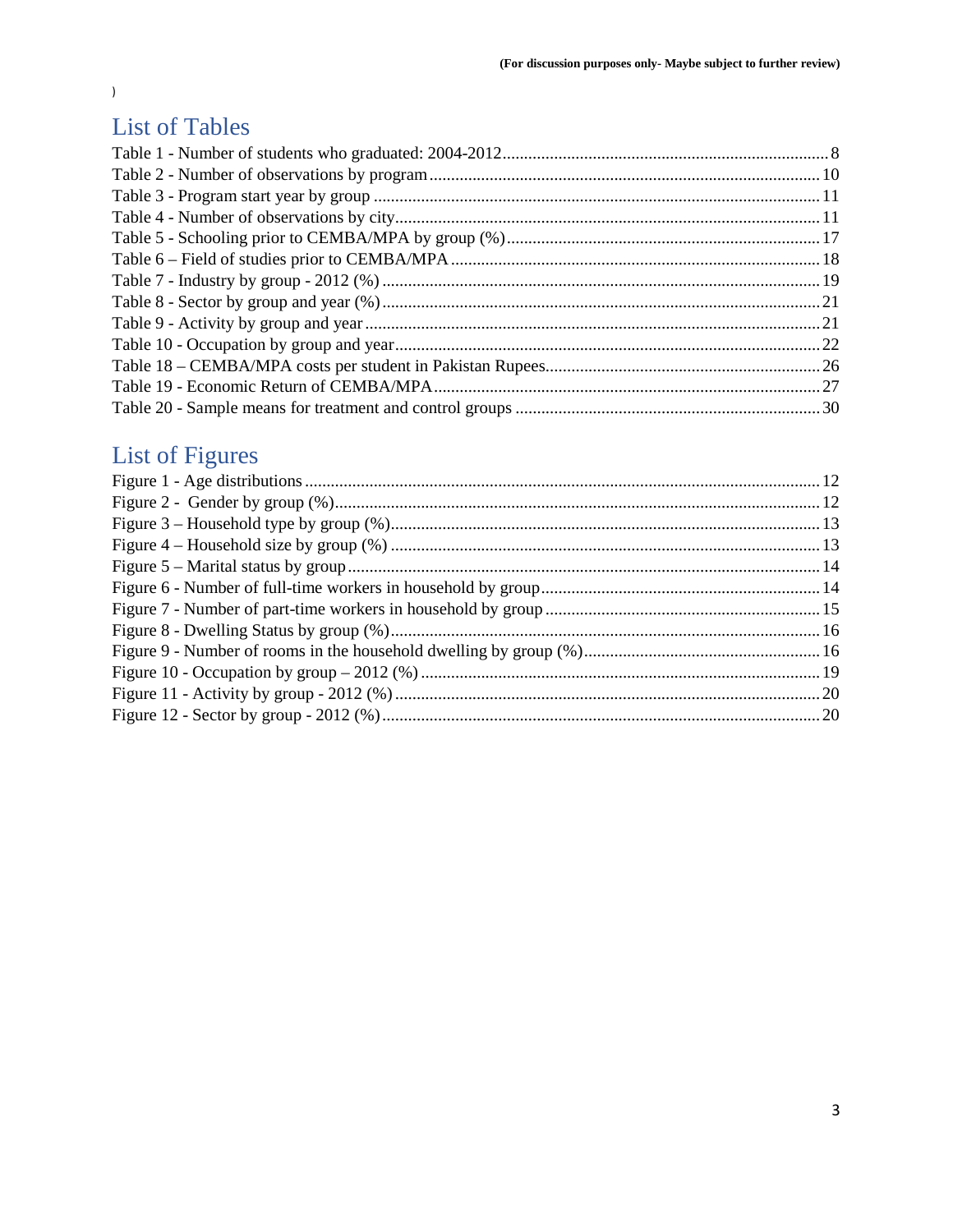)

# List of Tables

Table 1 - Number of students who graduated: 2004-2012 ........ 8
Table 2 - Number of observations by program ........ 10
Table 3 - Program start year by group ........ 11
Table 4 - Number of observations by city ........ 11
Table 5 - Schooling prior to CEMBA/MPA by group (%) ........ 17
Table 6 – Field of studies prior to CEMBA/MPA ........ 18
Table 7 - Industry by group - 2012 (%) ........ 19
Table 8 - Sector by group and year (%) ........ 21
Table 9 - Activity by group and year ........ 21
Table 10 - Occupation by group and year ........ 22
Table 18 – CEMBA/MPA costs per student in Pakistan Rupees ........ 26
Table 19 - Economic Return of CEMBA/MPA ........ 27
Table 20 - Sample means for treatment and control groups ........ 30

# List of Figures

Figure 1 - Age distributions ........ 12
Figure 2 - Gender by group (%) ........ 12
Figure 3 – Household type by group (%) ........ 13
Figure 4 – Household size by group (%) ........ 13
Figure 5 – Marital status by group ........ 14
Figure 6 - Number of full-time workers in household by group ........ 14
Figure 7 - Number of part-time workers in household by group ........ 15
Figure 8 - Dwelling Status by group (%) ........ 16
Figure 9 - Number of rooms in the household dwelling by group (%) ........ 16
Figure 10 - Occupation by group – 2012 (%) ........ 19
Figure 11 - Activity by group - 2012 (%) ........ 20
Figure 12 - Sector by group - 2012 (%) ........ 20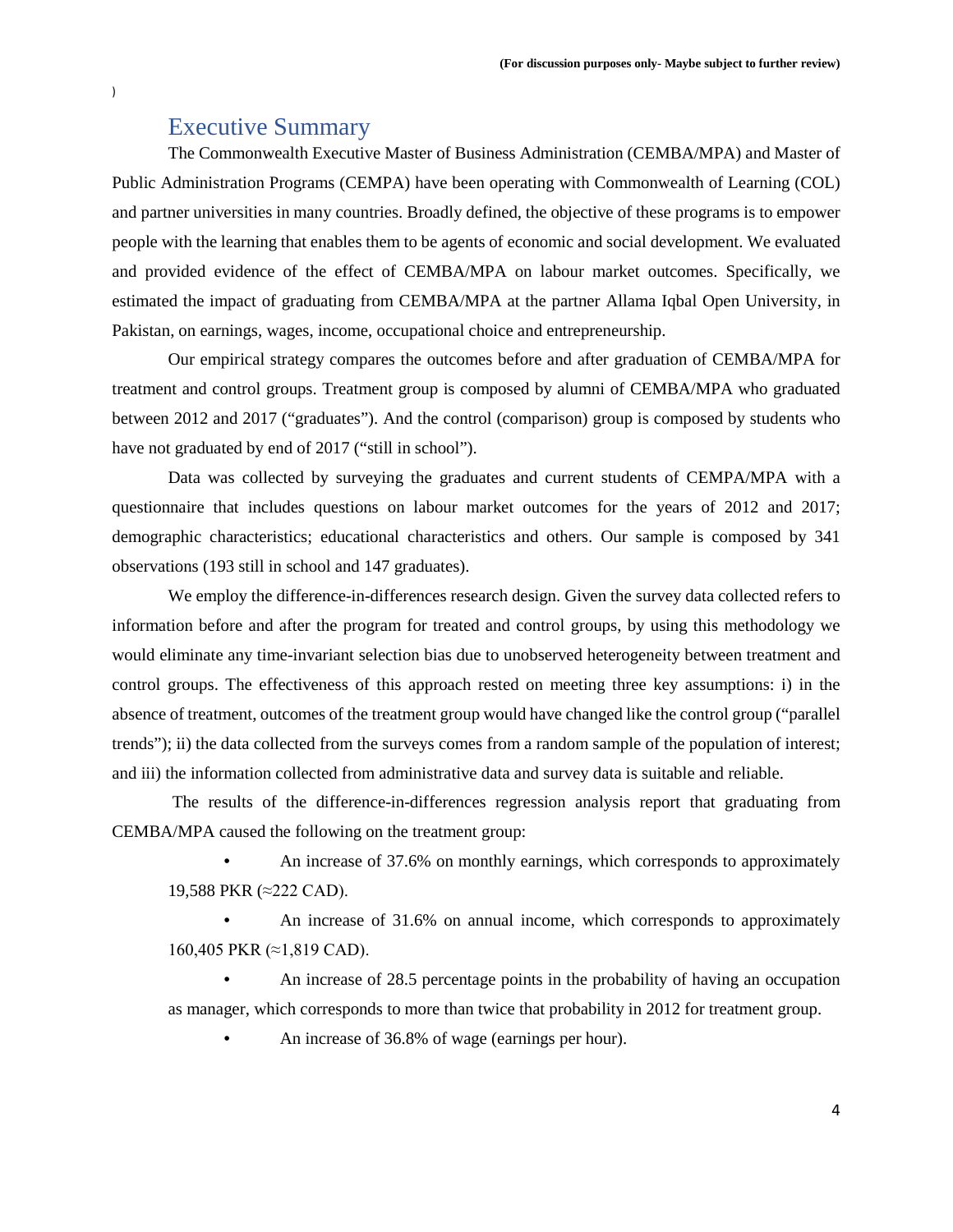# Executive Summary

The Commonwealth Executive Master of Business Administration (CEMBA/MPA) and Master of Public Administration Programs (CEMPA) have been operating with Commonwealth of Learning (COL) and partner universities in many countries. Broadly defined, the objective of these programs is to empower people with the learning that enables them to be agents of economic and social development. We evaluated and provided evidence of the effect of CEMBA/MPA on labour market outcomes. Specifically, we estimated the impact of graduating from CEMBA/MPA at the partner Allama Iqbal Open University, in Pakistan, on earnings, wages, income, occupational choice and entrepreneurship.

Our empirical strategy compares the outcomes before and after graduation of CEMBA/MPA for treatment and control groups. Treatment group is composed by alumni of CEMBA/MPA who graduated between 2012 and 2017 ("graduates"). And the control (comparison) group is composed by students who have not graduated by end of 2017 ("still in school").

Data was collected by surveying the graduates and current students of CEMPA/MPA with a questionnaire that includes questions on labour market outcomes for the years of 2012 and 2017; demographic characteristics; educational characteristics and others. Our sample is composed by 341 observations (193 still in school and 147 graduates).

We employ the difference-in-differences research design. Given the survey data collected refers to information before and after the program for treated and control groups, by using this methodology we would eliminate any time-invariant selection bias due to unobserved heterogeneity between treatment and control groups. The effectiveness of this approach rested on meeting three key assumptions: i) in the absence of treatment, outcomes of the treatment group would have changed like the control group ("parallel trends"); ii) the data collected from the surveys comes from a random sample of the population of interest; and iii) the information collected from administrative data and survey data is suitable and reliable.

The results of the difference-in-differences regression analysis report that graduating from CEMBA/MPA caused the following on the treatment group:

- An increase of 37.6% on monthly earnings, which corresponds to approximately 19,588 PKR (≈222 CAD).
- An increase of 31.6% on annual income, which corresponds to approximately 160,405 PKR (≈1,819 CAD).
- An increase of 28.5 percentage points in the probability of having an occupation as manager, which corresponds to more than twice that probability in 2012 for treatment group.
- An increase of 36.8% of wage (earnings per hour).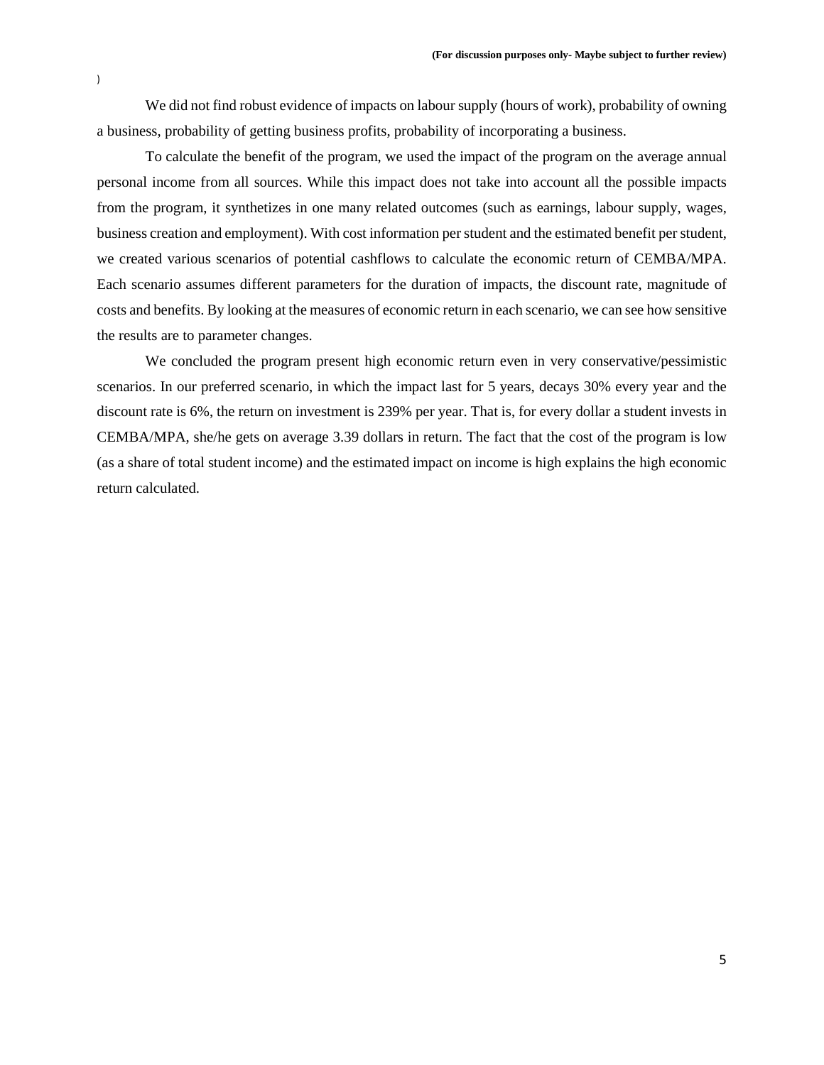)

We did not find robust evidence of impacts on labour supply (hours of work), probability of owning a business, probability of getting business profits, probability of incorporating a business.

To calculate the benefit of the program, we used the impact of the program on the average annual personal income from all sources. While this impact does not take into account all the possible impacts from the program, it synthetizes in one many related outcomes (such as earnings, labour supply, wages, business creation and employment). With cost information per student and the estimated benefit per student, we created various scenarios of potential cashflows to calculate the economic return of CEMBA/MPA. Each scenario assumes different parameters for the duration of impacts, the discount rate, magnitude of costs and benefits. By looking at the measures of economic return in each scenario, we can see how sensitive the results are to parameter changes.

We concluded the program present high economic return even in very conservative/pessimistic scenarios. In our preferred scenario, in which the impact last for 5 years, decays 30% every year and the discount rate is 6%, the return on investment is 239% per year. That is, for every dollar a student invests in CEMBA/MPA, she/he gets on average 3.39 dollars in return. The fact that the cost of the program is low (as a share of total student income) and the estimated impact on income is high explains the high economic return calculated.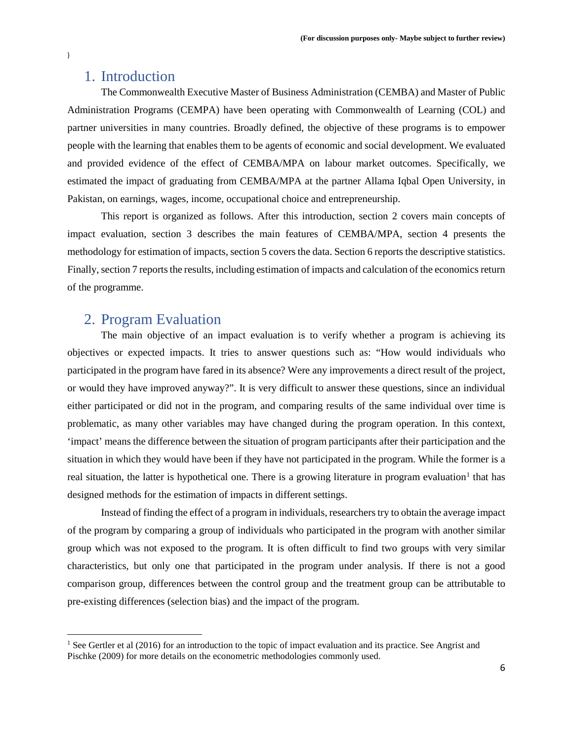## 1. Introduction

The Commonwealth Executive Master of Business Administration (CEMBA) and Master of Public Administration Programs (CEMPA) have been operating with Commonwealth of Learning (COL) and partner universities in many countries. Broadly defined, the objective of these programs is to empower people with the learning that enables them to be agents of economic and social development. We evaluated and provided evidence of the effect of CEMBA/MPA on labour market outcomes. Specifically, we estimated the impact of graduating from CEMBA/MPA at the partner Allama Iqbal Open University, in Pakistan, on earnings, wages, income, occupational choice and entrepreneurship.

This report is organized as follows. After this introduction, section 2 covers main concepts of impact evaluation, section 3 describes the main features of CEMBA/MPA, section 4 presents the methodology for estimation of impacts, section 5 covers the data. Section 6 reports the descriptive statistics. Finally, section 7 reports the results, including estimation of impacts and calculation of the economics return of the programme.

## 2. Program Evaluation

The main objective of an impact evaluation is to verify whether a program is achieving its objectives or expected impacts. It tries to answer questions such as: "How would individuals who participated in the program have fared in its absence? Were any improvements a direct result of the project, or would they have improved anyway?". It is very difficult to answer these questions, since an individual either participated or did not in the program, and comparing results of the same individual over time is problematic, as many other variables may have changed during the program operation. In this context, 'impact' means the difference between the situation of program participants after their participation and the situation in which they would have been if they have not participated in the program. While the former is a real situation, the latter is hypothetical one. There is a growing literature in program evaluation[1] that has designed methods for the estimation of impacts in different settings.

Instead of finding the effect of a program in individuals, researchers try to obtain the average impact of the program by comparing a group of individuals who participated in the program with another similar group which was not exposed to the program. It is often difficult to find two groups with very similar characteristics, but only one that participated in the program under analysis. If there is not a good comparison group, differences between the control group and the treatment group can be attributable to pre-existing differences (selection bias) and the impact of the program.

---

[1] See Gertler et al (2016) for an introduction to the topic of impact evaluation and its practice. See Angrist and Pischke (2009) for more details on the econometric methodologies commonly used.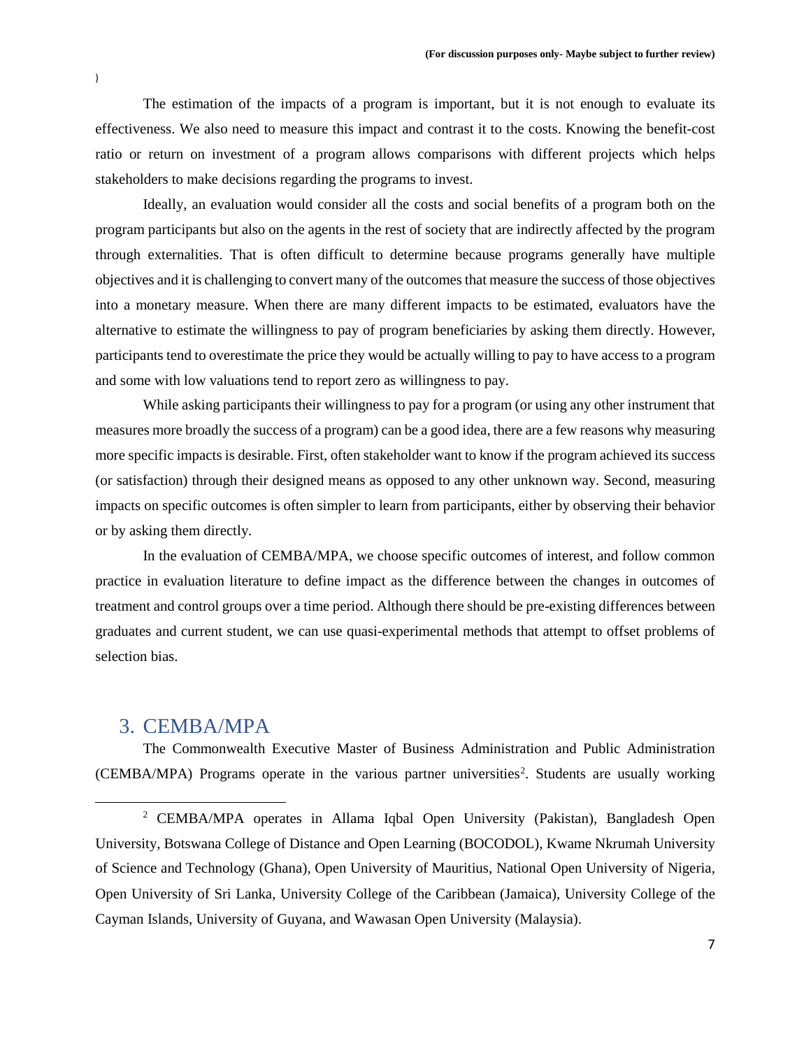The estimation of the impacts of a program is important, but it is not enough to evaluate its effectiveness. We also need to measure this impact and contrast it to the costs. Knowing the benefit-cost ratio or return on investment of a program allows comparisons with different projects which helps stakeholders to make decisions regarding the programs to invest.

Ideally, an evaluation would consider all the costs and social benefits of a program both on the program participants but also on the agents in the rest of society that are indirectly affected by the program through externalities. That is often difficult to determine because programs generally have multiple objectives and it is challenging to convert many of the outcomes that measure the success of those objectives into a monetary measure. When there are many different impacts to be estimated, evaluators have the alternative to estimate the willingness to pay of program beneficiaries by asking them directly. However, participants tend to overestimate the price they would be actually willing to pay to have access to a program and some with low valuations tend to report zero as willingness to pay.

While asking participants their willingness to pay for a program (or using any other instrument that measures more broadly the success of a program) can be a good idea, there are a few reasons why measuring more specific impacts is desirable. First, often stakeholder want to know if the program achieved its success (or satisfaction) through their designed means as opposed to any other unknown way. Second, measuring impacts on specific outcomes is often simpler to learn from participants, either by observing their behavior or by asking them directly.

In the evaluation of CEMBA/MPA, we choose specific outcomes of interest, and follow common practice in evaluation literature to define impact as the difference between the changes in outcomes of treatment and control groups over a time period. Although there should be pre-existing differences between graduates and current student, we can use quasi-experimental methods that attempt to offset problems of selection bias.

## 3. CEMBA/MPA

The Commonwealth Executive Master of Business Administration and Public Administration (CEMBA/MPA) Programs operate in the various partner universities[2]. Students are usually working

[2] CEMBA/MPA operates in Allama Iqbal Open University (Pakistan), Bangladesh Open University, Botswana College of Distance and Open Learning (BOCODOL), Kwame Nkrumah University of Science and Technology (Ghana), Open University of Mauritius, National Open University of Nigeria, Open University of Sri Lanka, University College of the Caribbean (Jamaica), University College of the Cayman Islands, University of Guyana, and Wawasan Open University (Malaysia).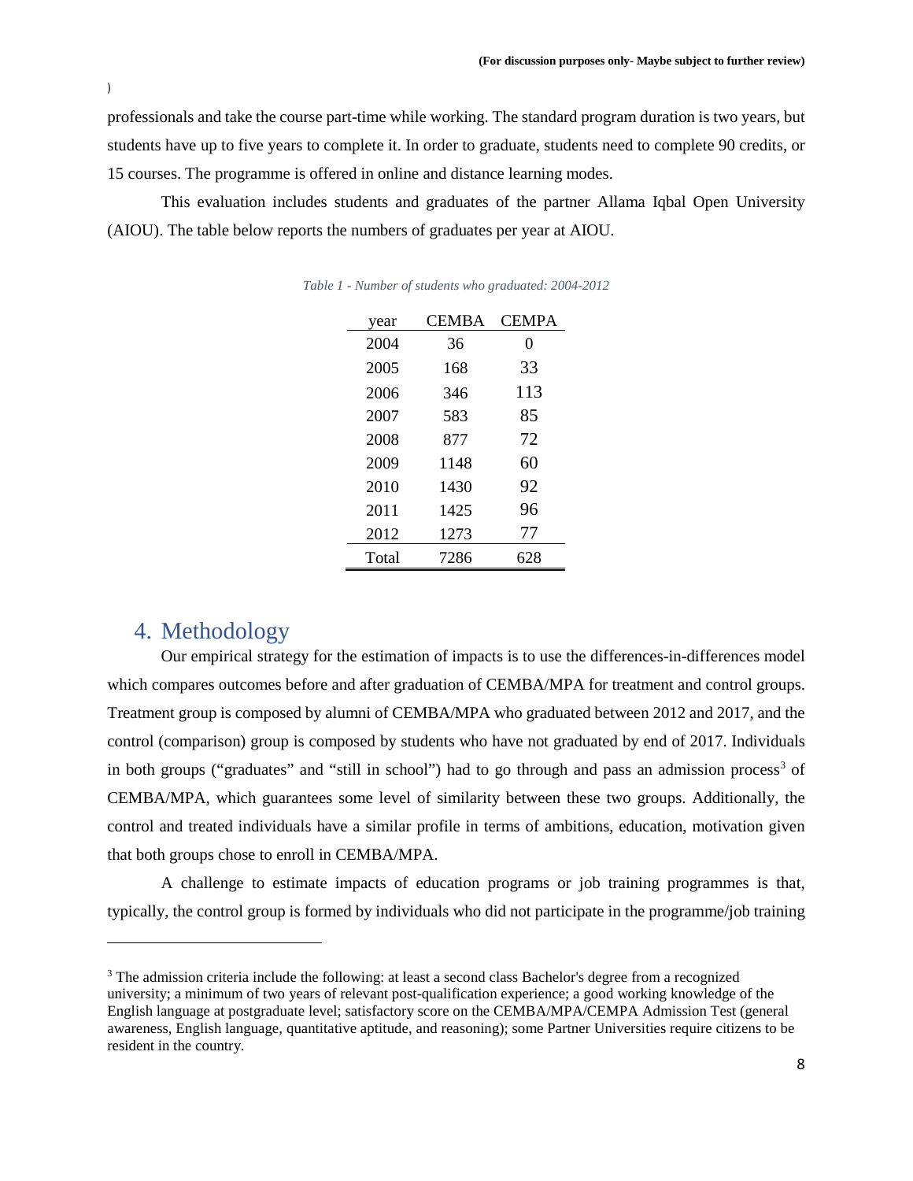professionals and take the course part-time while working. The standard program duration is two years, but students have up to five years to complete it. In order to graduate, students need to complete 90 credits, or 15 courses. The programme is offered in online and distance learning modes.

This evaluation includes students and graduates of the partner Allama Iqbal Open University (AIOU). The table below reports the numbers of graduates per year at AIOU.

*Table 1 - Number of students who graduated: 2004-2012*

| year | CEMBA | CEMPA |
|---|---|---|
| 2004 | 36 | 0 |
| 2005 | 168 | 33 |
| 2006 | 346 | 113 |
| 2007 | 583 | 85 |
| 2008 | 877 | 72 |
| 2009 | 1148 | 60 |
| 2010 | 1430 | 92 |
| 2011 | 1425 | 96 |
| 2012 | 1273 | 77 |
| Total | 7286 | 628 |

## 4. Methodology

Our empirical strategy for the estimation of impacts is to use the differences-in-differences model which compares outcomes before and after graduation of CEMBA/MPA for treatment and control groups. Treatment group is composed by alumni of CEMBA/MPA who graduated between 2012 and 2017, and the control (comparison) group is composed by students who have not graduated by end of 2017. Individuals in both groups ("graduates" and "still in school") had to go through and pass an admission process[3] of CEMBA/MPA, which guarantees some level of similarity between these two groups. Additionally, the control and treated individuals have a similar profile in terms of ambitions, education, motivation given that both groups chose to enroll in CEMBA/MPA.

A challenge to estimate impacts of education programs or job training programmes is that, typically, the control group is formed by individuals who did not participate in the programme/job training

[3] The admission criteria include the following: at least a second class Bachelor's degree from a recognized university; a minimum of two years of relevant post-qualification experience; a good working knowledge of the English language at postgraduate level; satisfactory score on the CEMBA/MPA/CEMPA Admission Test (general awareness, English language, quantitative aptitude, and reasoning); some Partner Universities require citizens to be resident in the country.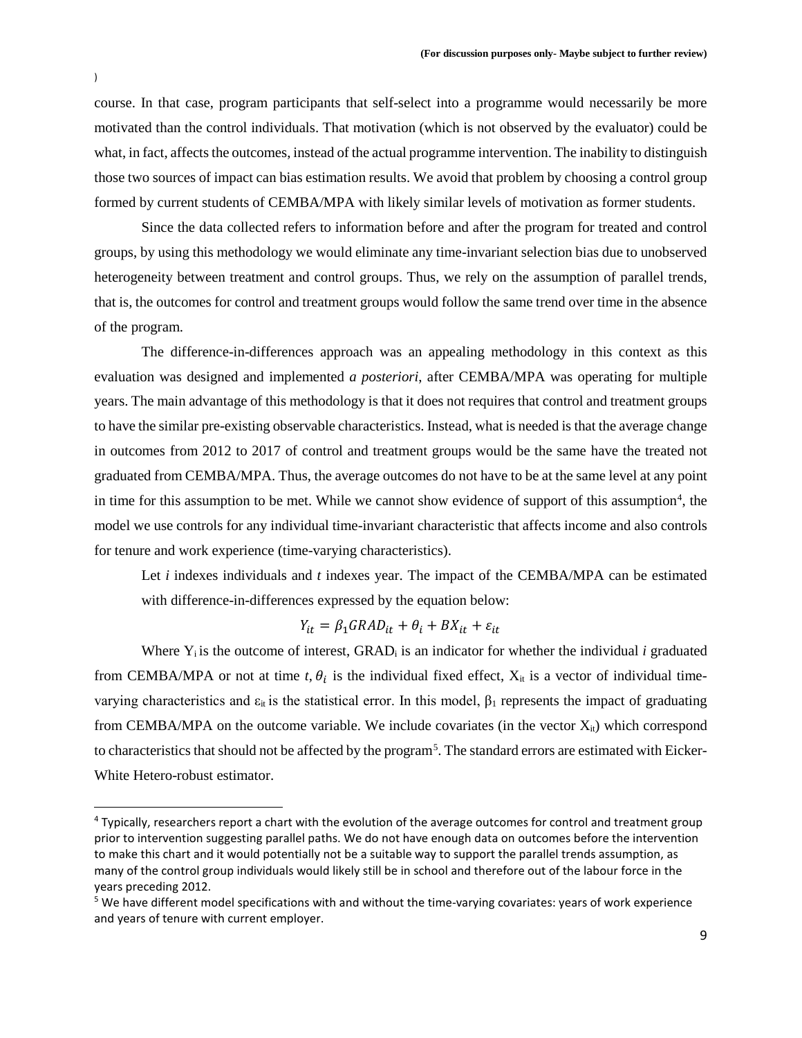course. In that case, program participants that self-select into a programme would necessarily be more motivated than the control individuals. That motivation (which is not observed by the evaluator) could be what, in fact, affects the outcomes, instead of the actual programme intervention. The inability to distinguish those two sources of impact can bias estimation results. We avoid that problem by choosing a control group formed by current students of CEMBA/MPA with likely similar levels of motivation as former students.

Since the data collected refers to information before and after the program for treated and control groups, by using this methodology we would eliminate any time-invariant selection bias due to unobserved heterogeneity between treatment and control groups. Thus, we rely on the assumption of parallel trends, that is, the outcomes for control and treatment groups would follow the same trend over time in the absence of the program.

The difference-in-differences approach was an appealing methodology in this context as this evaluation was designed and implemented *a posteriori*, after CEMBA/MPA was operating for multiple years. The main advantage of this methodology is that it does not requires that control and treatment groups to have the similar pre-existing observable characteristics. Instead, what is needed is that the average change in outcomes from 2012 to 2017 of control and treatment groups would be the same have the treated not graduated from CEMBA/MPA. Thus, the average outcomes do not have to be at the same level at any point in time for this assumption to be met. While we cannot show evidence of support of this assumption[4], the model we use controls for any individual time-invariant characteristic that affects income and also controls for tenure and work experience (time-varying characteristics).

Let *i* indexes individuals and *t* indexes year. The impact of the CEMBA/MPA can be estimated with difference-in-differences expressed by the equation below:

$$Y_{it} = \beta_1 GRAD_{it} + \theta_i + BX_{it} + \varepsilon_{it}$$

Where $Y_i$ is the outcome of interest, $GRAD_i$ is an indicator for whether the individual *i* graduated from CEMBA/MPA or not at time $t$, $\theta_i$ is the individual fixed effect, $X_{it}$ is a vector of individual time-varying characteristics and $\varepsilon_{it}$ is the statistical error. In this model, $\beta_1$ represents the impact of graduating from CEMBA/MPA on the outcome variable. We include covariates (in the vector $X_{it}$) which correspond to characteristics that should not be affected by the program[5]. The standard errors are estimated with Eicker-White Hetero-robust estimator.

[4] Typically, researchers report a chart with the evolution of the average outcomes for control and treatment group prior to intervention suggesting parallel paths. We do not have enough data on outcomes before the intervention to make this chart and it would potentially not be a suitable way to support the parallel trends assumption, as many of the control group individuals would likely still be in school and therefore out of the labour force in the years preceding 2012.

[5] We have different model specifications with and without the time-varying covariates: years of work experience and years of tenure with current employer.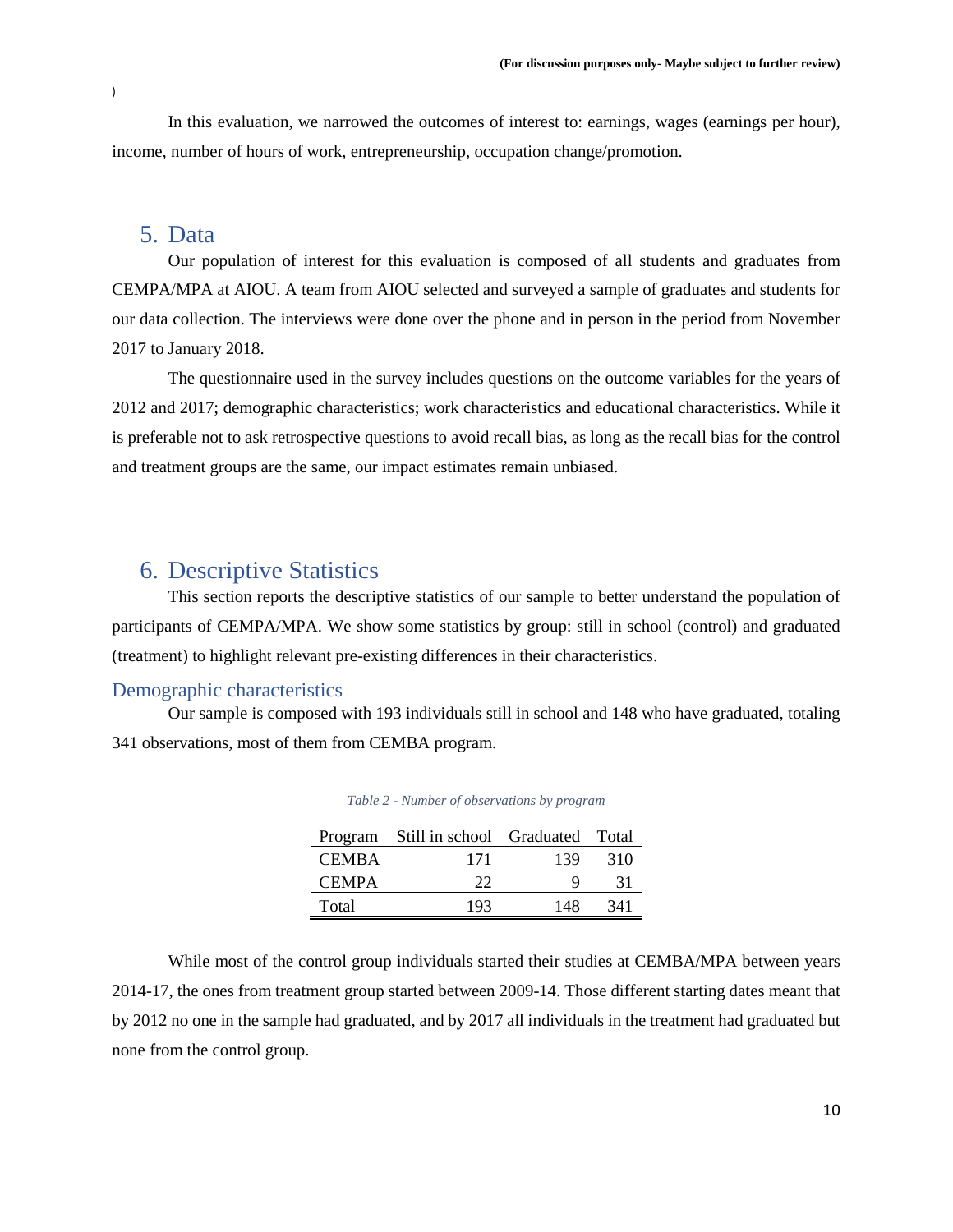)

In this evaluation, we narrowed the outcomes of interest to: earnings, wages (earnings per hour), income, number of hours of work, entrepreneurship, occupation change/promotion.

## 5. Data

Our population of interest for this evaluation is composed of all students and graduates from CEMPA/MPA at AIOU. A team from AIOU selected and surveyed a sample of graduates and students for our data collection. The interviews were done over the phone and in person in the period from November 2017 to January 2018.

The questionnaire used in the survey includes questions on the outcome variables for the years of 2012 and 2017; demographic characteristics; work characteristics and educational characteristics. While it is preferable not to ask retrospective questions to avoid recall bias, as long as the recall bias for the control and treatment groups are the same, our impact estimates remain unbiased.

## 6. Descriptive Statistics

This section reports the descriptive statistics of our sample to better understand the population of participants of CEMPA/MPA. We show some statistics by group: still in school (control) and graduated (treatment) to highlight relevant pre-existing differences in their characteristics.

### Demographic characteristics

Our sample is composed with 193 individuals still in school and 148 who have graduated, totaling 341 observations, most of them from CEMBA program.

*Table 2 - Number of observations by program*

| Program | Still in school | Graduated | Total |
|---|---|---|---|
| CEMBA | 171 | 139 | 310 |
| CEMPA | 22 | 9 | 31 |
| Total | 193 | 148 | 341 |

While most of the control group individuals started their studies at CEMBA/MPA between years 2014-17, the ones from treatment group started between 2009-14. Those different starting dates meant that by 2012 no one in the sample had graduated, and by 2017 all individuals in the treatment had graduated but none from the control group.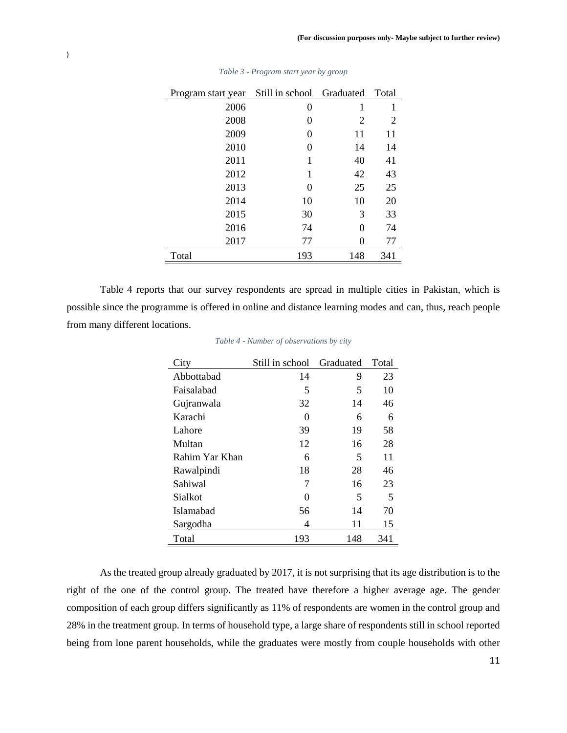*Table 3 - Program start year by group*

| Program start year | Still in school | Graduated | Total |
|---|---|---|---|
| 2006 | 0 | 1 | 1 |
| 2008 | 0 | 2 | 2 |
| 2009 | 0 | 11 | 11 |
| 2010 | 0 | 14 | 14 |
| 2011 | 1 | 40 | 41 |
| 2012 | 1 | 42 | 43 |
| 2013 | 0 | 25 | 25 |
| 2014 | 10 | 10 | 20 |
| 2015 | 30 | 3 | 33 |
| 2016 | 74 | 0 | 74 |
| 2017 | 77 | 0 | 77 |
| Total | 193 | 148 | 341 |

Table 4 reports that our survey respondents are spread in multiple cities in Pakistan, which is possible since the programme is offered in online and distance learning modes and can, thus, reach people from many different locations.

*Table 4 - Number of observations by city*

| City | Still in school | Graduated | Total |
|---|---|---|---|
| Abbottabad | 14 | 9 | 23 |
| Faisalabad | 5 | 5 | 10 |
| Gujranwala | 32 | 14 | 46 |
| Karachi | 0 | 6 | 6 |
| Lahore | 39 | 19 | 58 |
| Multan | 12 | 16 | 28 |
| Rahim Yar Khan | 6 | 5 | 11 |
| Rawalpindi | 18 | 28 | 46 |
| Sahiwal | 7 | 16 | 23 |
| Sialkot | 0 | 5 | 5 |
| Islamabad | 56 | 14 | 70 |
| Sargodha | 4 | 11 | 15 |
| Total | 193 | 148 | 341 |

As the treated group already graduated by 2017, it is not surprising that its age distribution is to the right of the one of the control group. The treated have therefore a higher average age. The gender composition of each group differs significantly as 11% of respondents are women in the control group and 28% in the treatment group. In terms of household type, a large share of respondents still in school reported being from lone parent households, while the graduates were mostly from couple households with other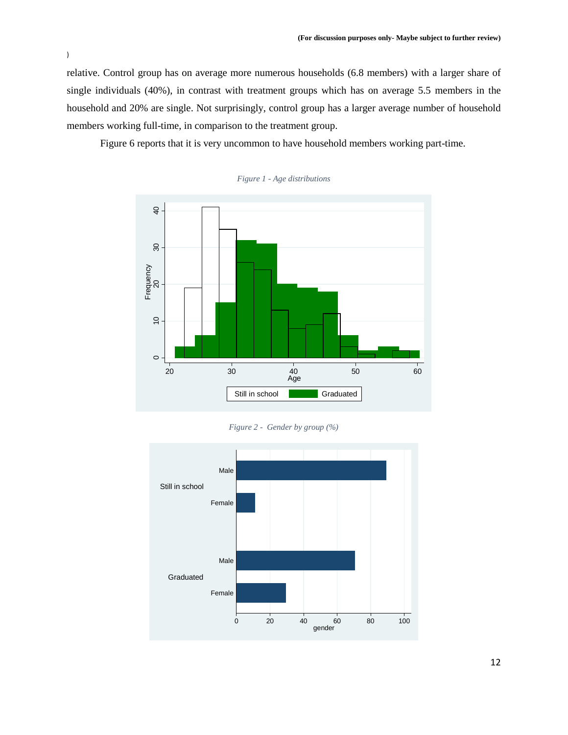relative. Control group has on average more numerous households (6.8 members) with a larger share of single individuals (40%), in contrast with treatment groups which has on average 5.5 members in the household and 20% are single. Not surprisingly, control group has a larger average number of household members working full-time, in comparison to the treatment group.

Figure 6 reports that it is very uncommon to have household members working part-time.

*Figure 1 - Age distributions*

*Figure 2 - Gender by group (%)*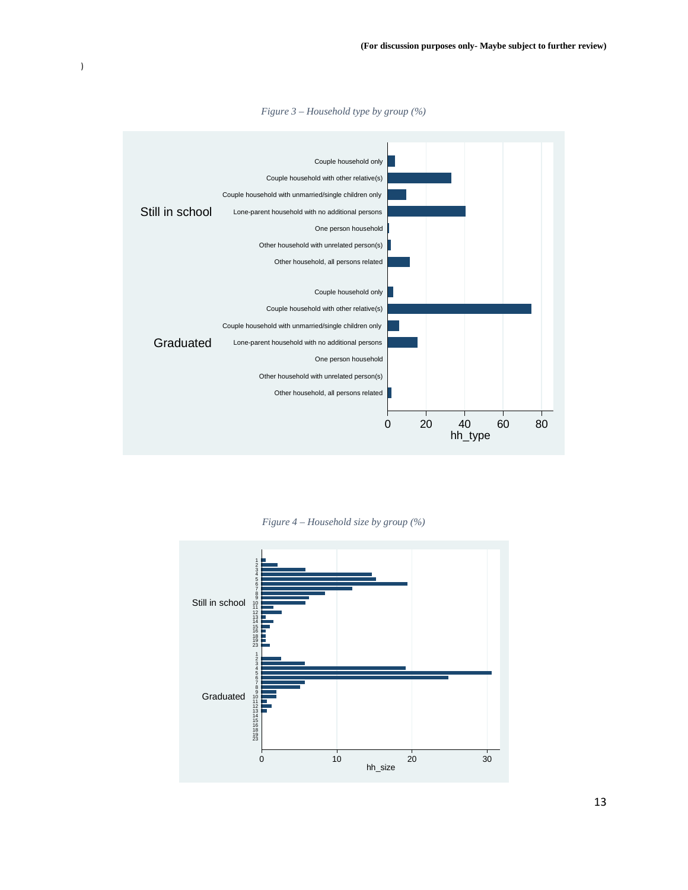(For discussion purposes only- Maybe subject to further review)

*Figure 3 – Household type by group (%)*

*Figure 4 – Household size by group (%)*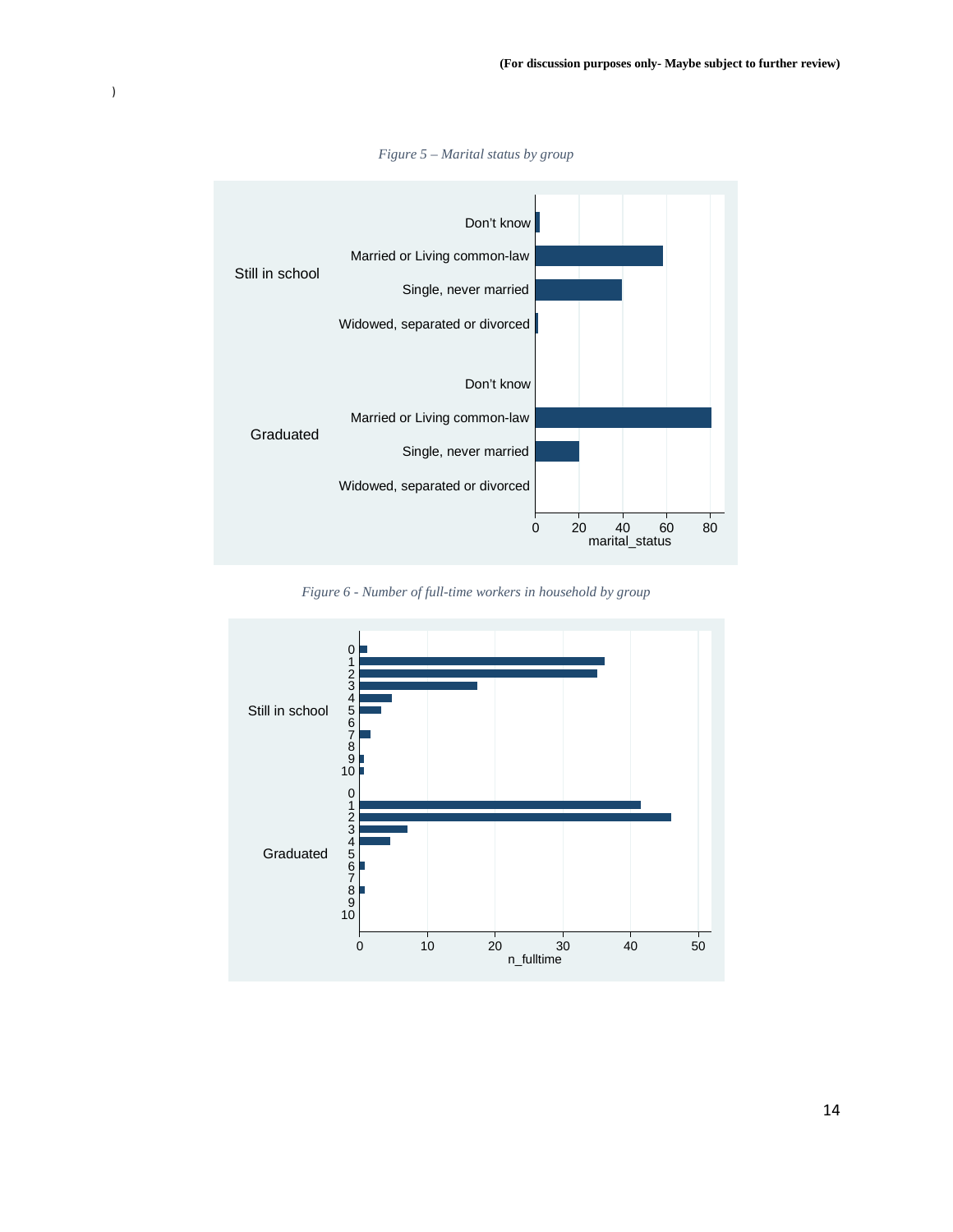)

*Figure 5 – Marital status by group*

*Figure 6 - Number of full-time workers in household by group*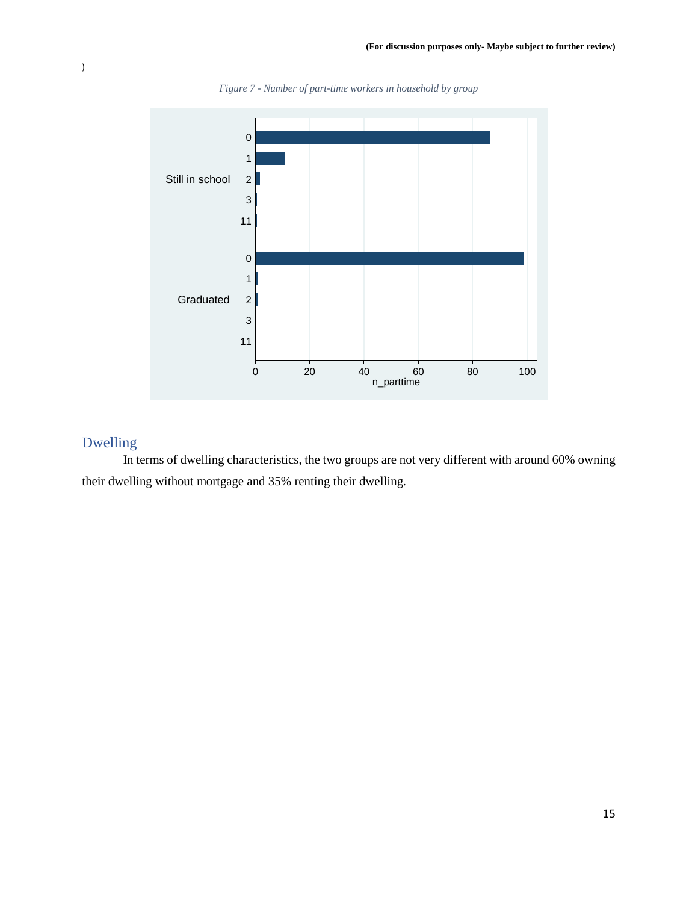)

*Figure 7 - Number of part-time workers in household by group*

## Dwelling

In terms of dwelling characteristics, the two groups are not very different with around 60% owning their dwelling without mortgage and 35% renting their dwelling.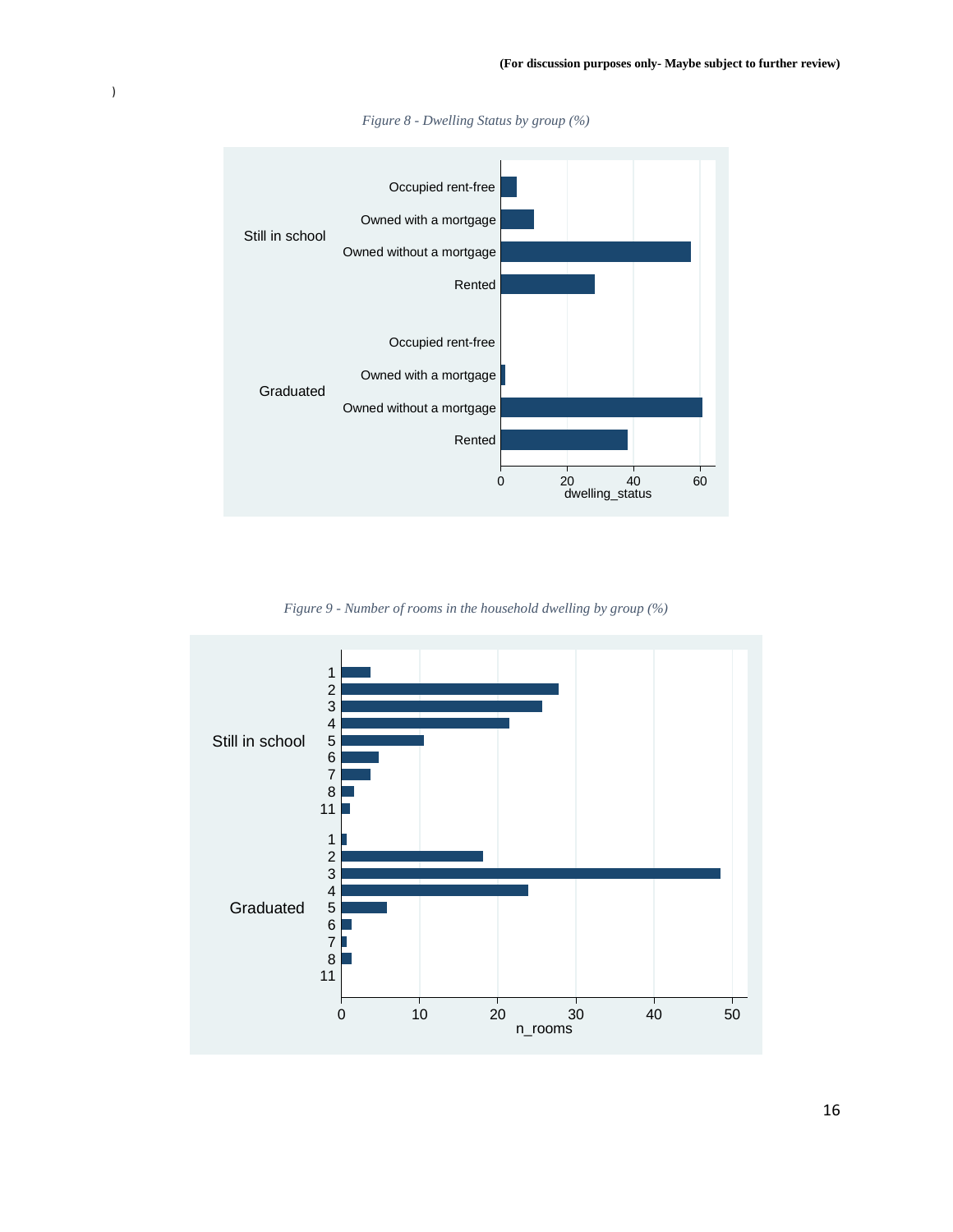)

*Figure 8 - Dwelling Status by group (%)*

*Figure 9 - Number of rooms in the household dwelling by group (%)*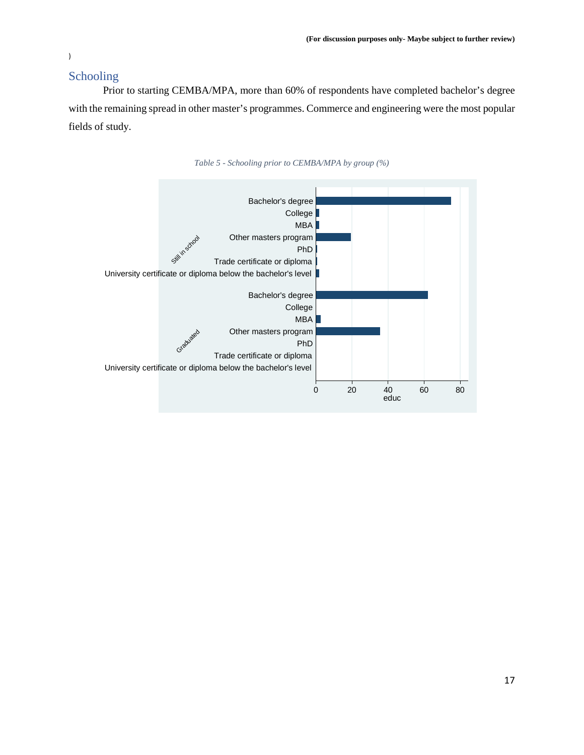)

## Schooling

Prior to starting CEMBA/MPA, more than 60% of respondents have completed bachelor's degree with the remaining spread in other master's programmes. Commerce and engineering were the most popular fields of study.

*Table 5 - Schooling prior to CEMBA/MPA by group (%)*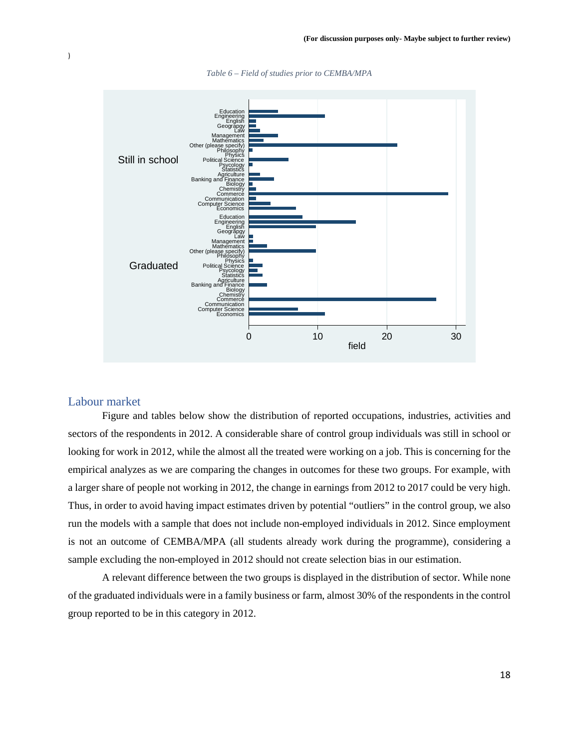)

*Table 6 – Field of studies prior to CEMBA/MPA*

## Labour market

Figure and tables below show the distribution of reported occupations, industries, activities and sectors of the respondents in 2012. A considerable share of control group individuals was still in school or looking for work in 2012, while the almost all the treated were working on a job. This is concerning for the empirical analyzes as we are comparing the changes in outcomes for these two groups. For example, with a larger share of people not working in 2012, the change in earnings from 2012 to 2017 could be very high. Thus, in order to avoid having impact estimates driven by potential "outliers" in the control group, we also run the models with a sample that does not include non-employed individuals in 2012. Since employment is not an outcome of CEMBA/MPA (all students already work during the programme), considering a sample excluding the non-employed in 2012 should not create selection bias in our estimation.

A relevant difference between the two groups is displayed in the distribution of sector. While none of the graduated individuals were in a family business or farm, almost 30% of the respondents in the control group reported to be in this category in 2012.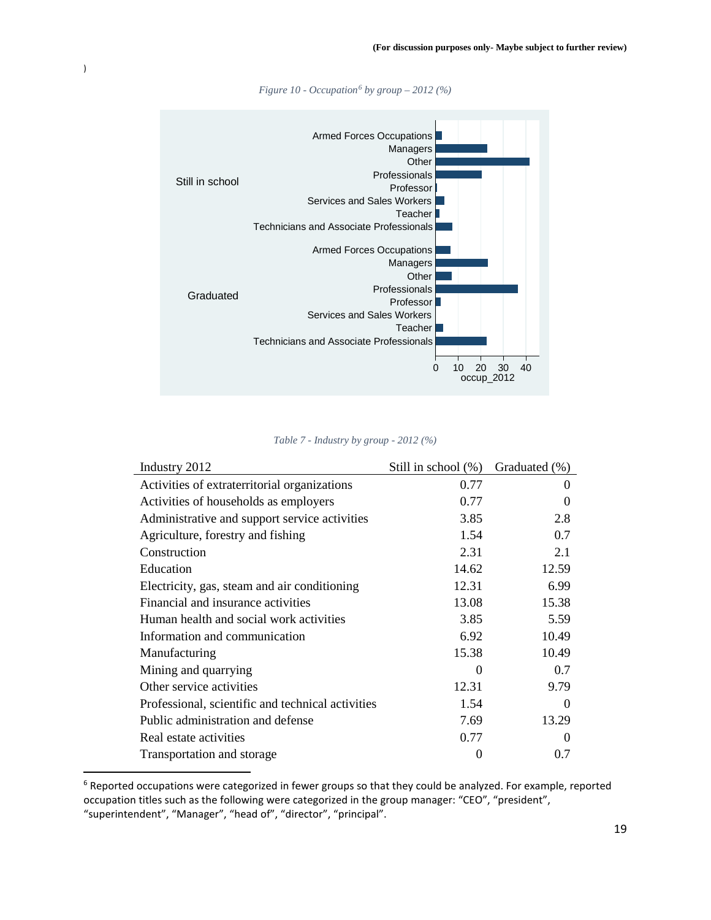*Figure 10 - Occupation[6] by group – 2012 (%)*

*Table 7 - Industry by group - 2012 (%)*

| Industry 2012 | Still in school (%) | Graduated (%) |
|---|---|---|
| Activities of extraterritorial organizations | 0.77 | 0 |
| Activities of households as employers | 0.77 | 0 |
| Administrative and support service activities | 3.85 | 2.8 |
| Agriculture, forestry and fishing | 1.54 | 0.7 |
| Construction | 2.31 | 2.1 |
| Education | 14.62 | 12.59 |
| Electricity, gas, steam and air conditioning | 12.31 | 6.99 |
| Financial and insurance activities | 13.08 | 15.38 |
| Human health and social work activities | 3.85 | 5.59 |
| Information and communication | 6.92 | 10.49 |
| Manufacturing | 15.38 | 10.49 |
| Mining and quarrying | 0 | 0.7 |
| Other service activities | 12.31 | 9.79 |
| Professional, scientific and technical activities | 1.54 | 0 |
| Public administration and defense | 7.69 | 13.29 |
| Real estate activities | 0.77 | 0 |
| Transportation and storage | 0 | 0.7 |

[6] Reported occupations were categorized in fewer groups so that they could be analyzed. For example, reported occupation titles such as the following were categorized in the group manager: "CEO", "president", "superintendent", "Manager", "head of", "director", "principal".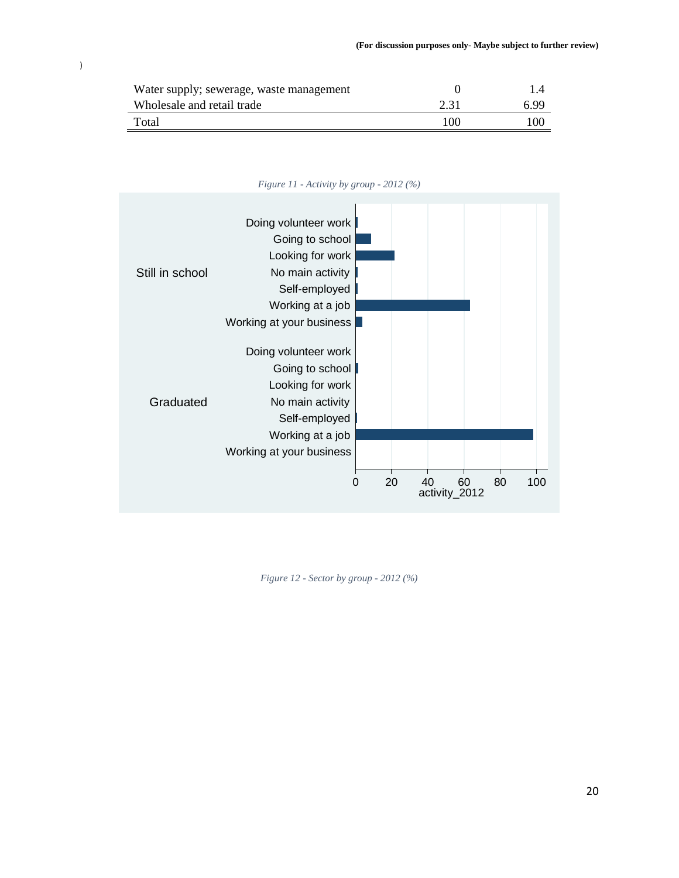| | | |
|---|---|---|
| Water supply; sewerage, waste management | 0 | 1.4 |
| Wholesale and retail trade | 2.31 | 6.99 |
| Total | 100 | 100 |

*Figure 11 - Activity by group - 2012 (%)*

*Figure 12 - Sector by group - 2012 (%)*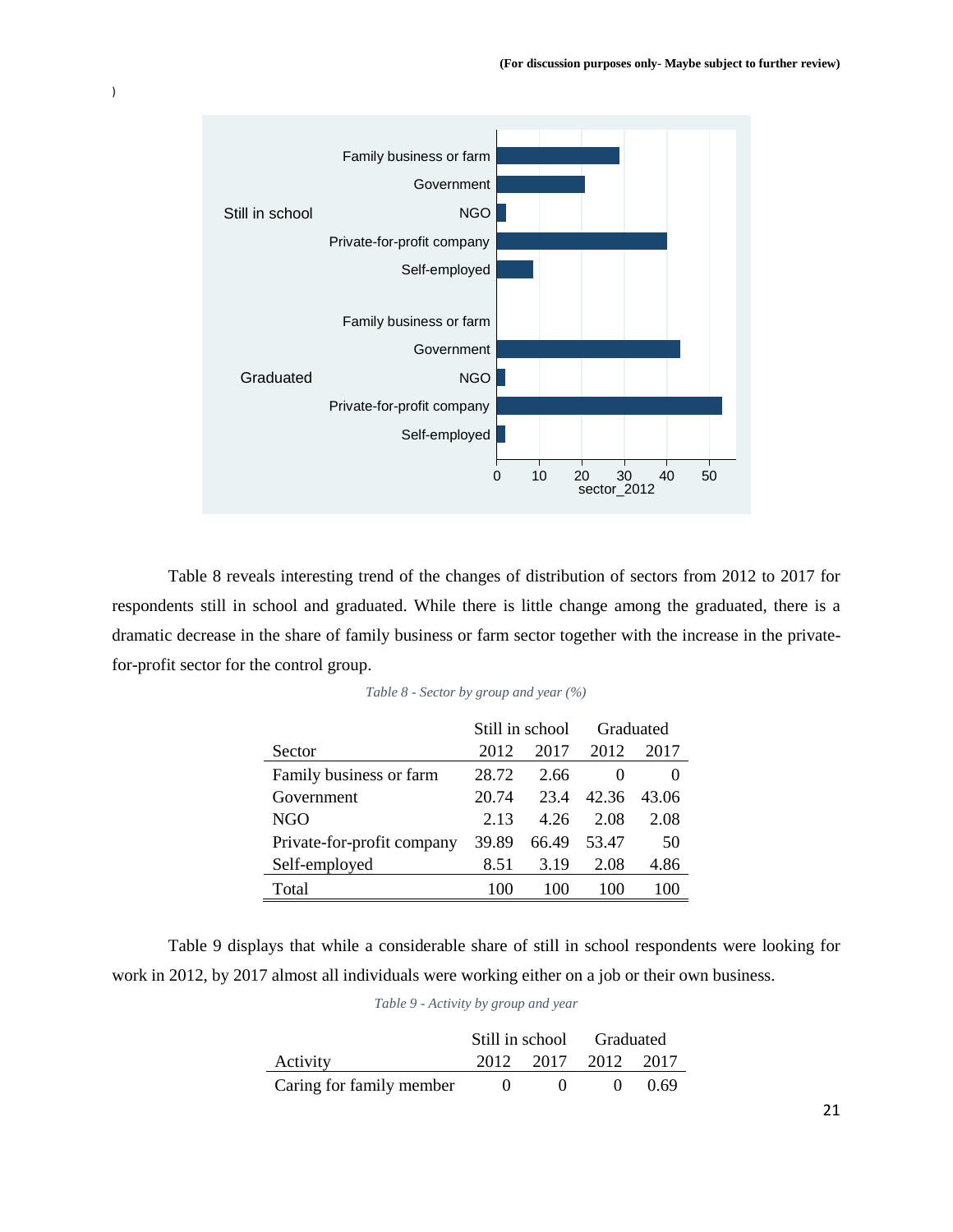Table 8 reveals interesting trend of the changes of distribution of sectors from 2012 to 2017 for respondents still in school and graduated. While there is little change among the graduated, there is a dramatic decrease in the share of family business or farm sector together with the increase in the private-for-profit sector for the control group.

*Table 8 - Sector by group and year (%)*

| | Still in school | | Graduated | |
|---|---|---|---|---|
| Sector | 2012 | 2017 | 2012 | 2017 |
| Family business or farm | 28.72 | 2.66 | 0 | 0 |
| Government | 20.74 | 23.4 | 42.36 | 43.06 |
| NGO | 2.13 | 4.26 | 2.08 | 2.08 |
| Private-for-profit company | 39.89 | 66.49 | 53.47 | 50 |
| Self-employed | 8.51 | 3.19 | 2.08 | 4.86 |
| Total | 100 | 100 | 100 | 100 |

Table 9 displays that while a considerable share of still in school respondents were looking for work in 2012, by 2017 almost all individuals were working either on a job or their own business.

*Table 9 - Activity by group and year*

| | Still in school | | Graduated | |
|---|---|---|---|---|
| Activity | 2012 | 2017 | 2012 | 2017 |
| Caring for family member | 0 | 0 | 0 | 0.69 |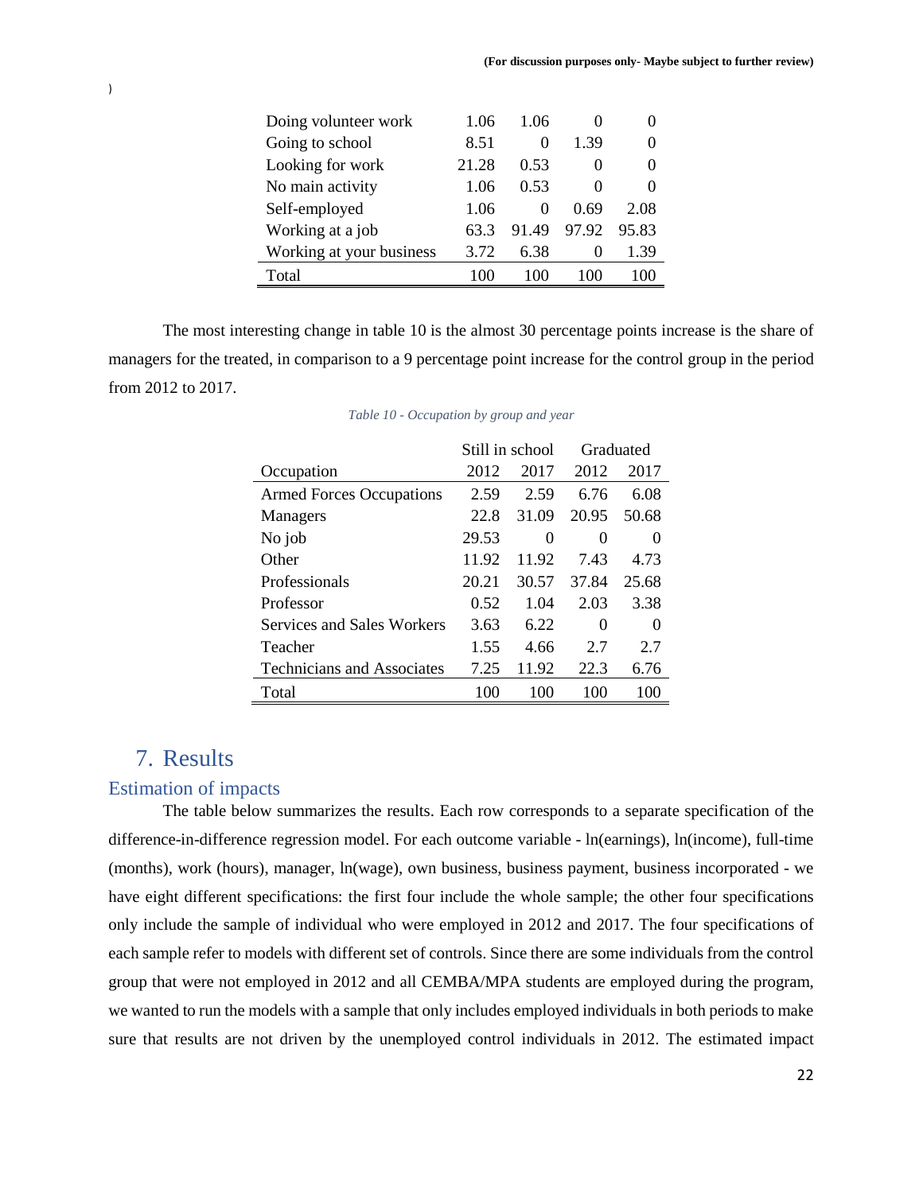| | | | | |
|---|---|---|---|---|
| Doing volunteer work | 1.06 | 1.06 | 0 | 0 |
| Going to school | 8.51 | 0 | 1.39 | 0 |
| Looking for work | 21.28 | 0.53 | 0 | 0 |
| No main activity | 1.06 | 0.53 | 0 | 0 |
| Self-employed | 1.06 | 0 | 0.69 | 2.08 |
| Working at a job | 63.3 | 91.49 | 97.92 | 95.83 |
| Working at your business | 3.72 | 6.38 | 0 | 1.39 |
| Total | 100 | 100 | 100 | 100 |

The most interesting change in table 10 is the almost 30 percentage points increase is the share of managers for the treated, in comparison to a 9 percentage point increase for the control group in the period from 2012 to 2017.

*Table 10 - Occupation by group and year*

| | Still in school | | Graduated | |
|---|---|---|---|---|
| Occupation | 2012 | 2017 | 2012 | 2017 |
| Armed Forces Occupations | 2.59 | 2.59 | 6.76 | 6.08 |
| Managers | 22.8 | 31.09 | 20.95 | 50.68 |
| No job | 29.53 | 0 | 0 | 0 |
| Other | 11.92 | 11.92 | 7.43 | 4.73 |
| Professionals | 20.21 | 30.57 | 37.84 | 25.68 |
| Professor | 0.52 | 1.04 | 2.03 | 3.38 |
| Services and Sales Workers | 3.63 | 6.22 | 0 | 0 |
| Teacher | 1.55 | 4.66 | 2.7 | 2.7 |
| Technicians and Associates | 7.25 | 11.92 | 22.3 | 6.76 |
| Total | 100 | 100 | 100 | 100 |

# 7. Results

## Estimation of impacts

The table below summarizes the results. Each row corresponds to a separate specification of the difference-in-difference regression model. For each outcome variable - ln(earnings), ln(income), full-time (months), work (hours), manager, ln(wage), own business, business payment, business incorporated - we have eight different specifications: the first four include the whole sample; the other four specifications only include the sample of individual who were employed in 2012 and 2017. The four specifications of each sample refer to models with different set of controls. Since there are some individuals from the control group that were not employed in 2012 and all CEMBA/MPA students are employed during the program, we wanted to run the models with a sample that only includes employed individuals in both periods to make sure that results are not driven by the unemployed control individuals in 2012. The estimated impact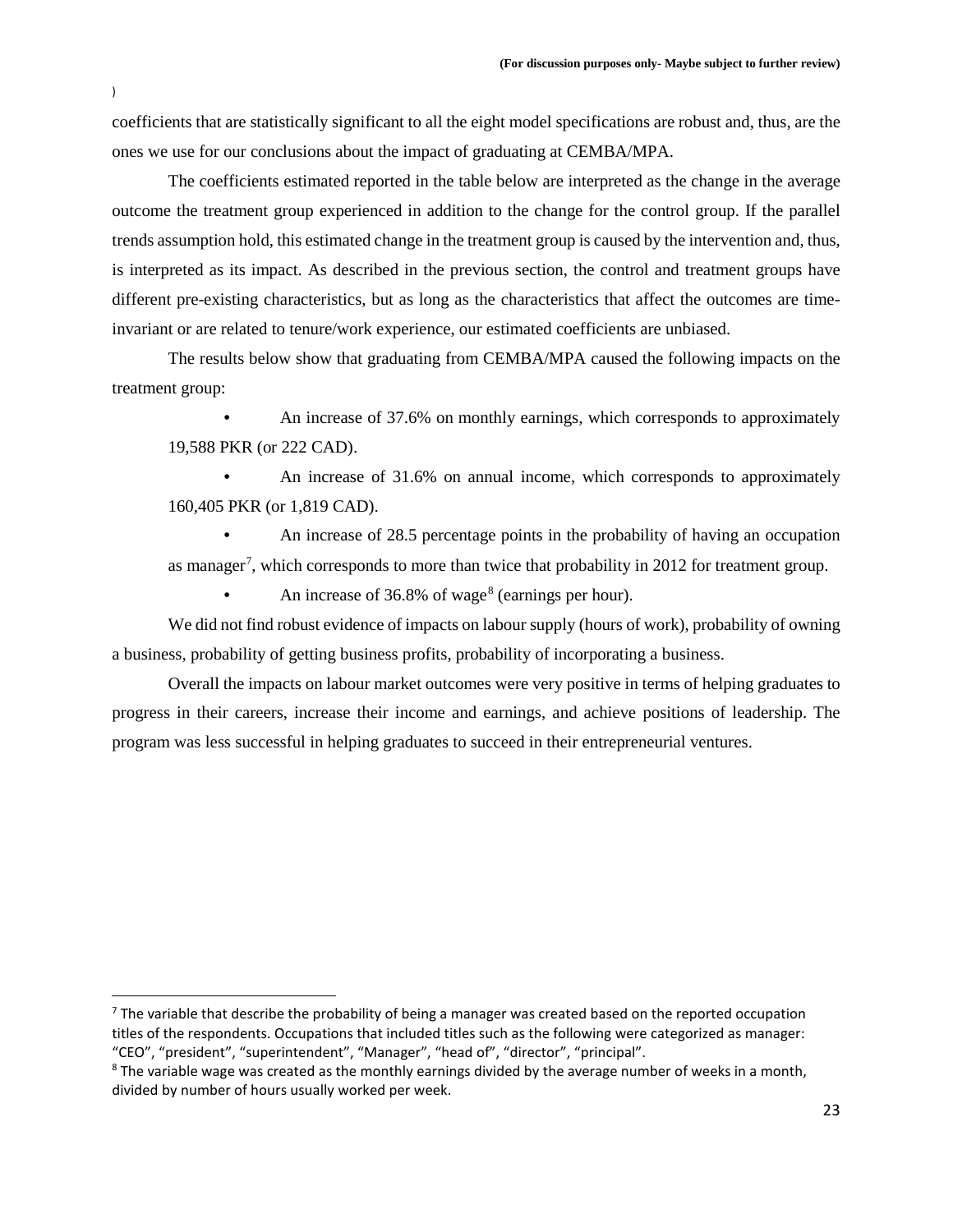)

coefficients that are statistically significant to all the eight model specifications are robust and, thus, are the ones we use for our conclusions about the impact of graduating at CEMBA/MPA.

The coefficients estimated reported in the table below are interpreted as the change in the average outcome the treatment group experienced in addition to the change for the control group. If the parallel trends assumption hold, this estimated change in the treatment group is caused by the intervention and, thus, is interpreted as its impact. As described in the previous section, the control and treatment groups have different pre-existing characteristics, but as long as the characteristics that affect the outcomes are time-invariant or are related to tenure/work experience, our estimated coefficients are unbiased.

The results below show that graduating from CEMBA/MPA caused the following impacts on the treatment group:

- An increase of 37.6% on monthly earnings, which corresponds to approximately 19,588 PKR (or 222 CAD).
- An increase of 31.6% on annual income, which corresponds to approximately 160,405 PKR (or 1,819 CAD).
- An increase of 28.5 percentage points in the probability of having an occupation as manager[7], which corresponds to more than twice that probability in 2012 for treatment group.
- An increase of 36.8% of wage[8] (earnings per hour).

We did not find robust evidence of impacts on labour supply (hours of work), probability of owning a business, probability of getting business profits, probability of incorporating a business.

Overall the impacts on labour market outcomes were very positive in terms of helping graduates to progress in their careers, increase their income and earnings, and achieve positions of leadership. The program was less successful in helping graduates to succeed in their entrepreneurial ventures.

---

[7] The variable that describe the probability of being a manager was created based on the reported occupation titles of the respondents. Occupations that included titles such as the following were categorized as manager: "CEO", "president", "superintendent", "Manager", "head of", "director", "principal".

[8] The variable wage was created as the monthly earnings divided by the average number of weeks in a month, divided by number of hours usually worked per week.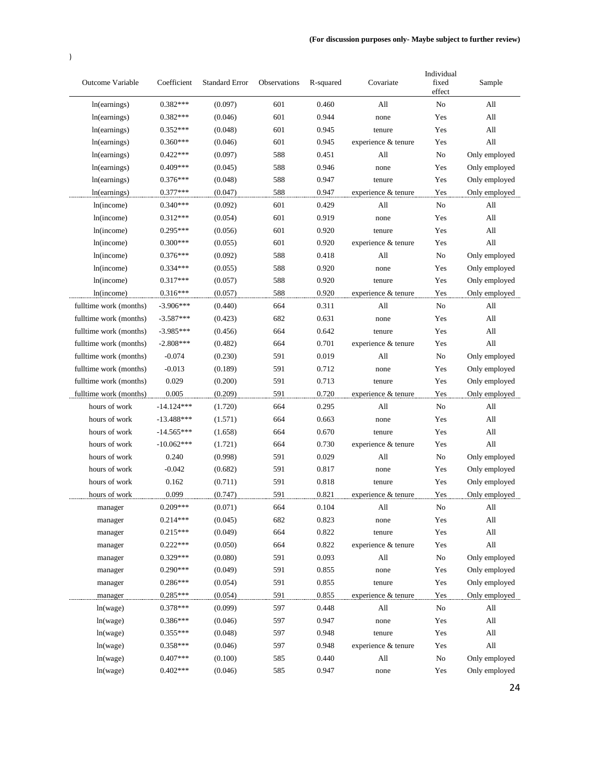**(For discussion purposes only- Maybe subject to further review)**

)

| Outcome Variable | Coefficient | Standard Error | Observations | R-squared | Covariate | Individual fixed effect | Sample |
|---|---|---|---|---|---|---|---|
| ln(earnings) | 0.382*** | (0.097) | 601 | 0.460 | All | No | All |
| ln(earnings) | 0.382*** | (0.046) | 601 | 0.944 | none | Yes | All |
| ln(earnings) | 0.352*** | (0.048) | 601 | 0.945 | tenure | Yes | All |
| ln(earnings) | 0.360*** | (0.046) | 601 | 0.945 | experience & tenure | Yes | All |
| ln(earnings) | 0.422*** | (0.097) | 588 | 0.451 | All | No | Only employed |
| ln(earnings) | 0.409*** | (0.045) | 588 | 0.946 | none | Yes | Only employed |
| ln(earnings) | 0.376*** | (0.048) | 588 | 0.947 | tenure | Yes | Only employed |
| ln(earnings) | 0.377*** | (0.047) | 588 | 0.947 | experience & tenure | Yes | Only employed |
| ln(income) | 0.340*** | (0.092) | 601 | 0.429 | All | No | All |
| ln(income) | 0.312*** | (0.054) | 601 | 0.919 | none | Yes | All |
| ln(income) | 0.295*** | (0.056) | 601 | 0.920 | tenure | Yes | All |
| ln(income) | 0.300*** | (0.055) | 601 | 0.920 | experience & tenure | Yes | All |
| ln(income) | 0.376*** | (0.092) | 588 | 0.418 | All | No | Only employed |
| ln(income) | 0.334*** | (0.055) | 588 | 0.920 | none | Yes | Only employed |
| ln(income) | 0.317*** | (0.057) | 588 | 0.920 | tenure | Yes | Only employed |
| ln(income) | 0.316*** | (0.057) | 588 | 0.920 | experience & tenure | Yes | Only employed |
| fulltime work (months) | -3.906*** | (0.440) | 664 | 0.311 | All | No | All |
| fulltime work (months) | -3.587*** | (0.423) | 682 | 0.631 | none | Yes | All |
| fulltime work (months) | -3.985*** | (0.456) | 664 | 0.642 | tenure | Yes | All |
| fulltime work (months) | -2.808*** | (0.482) | 664 | 0.701 | experience & tenure | Yes | All |
| fulltime work (months) | -0.074 | (0.230) | 591 | 0.019 | All | No | Only employed |
| fulltime work (months) | -0.013 | (0.189) | 591 | 0.712 | none | Yes | Only employed |
| fulltime work (months) | 0.029 | (0.200) | 591 | 0.713 | tenure | Yes | Only employed |
| fulltime work (months) | 0.005 | (0.209) | 591 | 0.720 | experience & tenure | Yes | Only employed |
| hours of work | -14.124*** | (1.720) | 664 | 0.295 | All | No | All |
| hours of work | -13.488*** | (1.571) | 664 | 0.663 | none | Yes | All |
| hours of work | -14.565*** | (1.658) | 664 | 0.670 | tenure | Yes | All |
| hours of work | -10.062*** | (1.721) | 664 | 0.730 | experience & tenure | Yes | All |
| hours of work | 0.240 | (0.998) | 591 | 0.029 | All | No | Only employed |
| hours of work | -0.042 | (0.682) | 591 | 0.817 | none | Yes | Only employed |
| hours of work | 0.162 | (0.711) | 591 | 0.818 | tenure | Yes | Only employed |
| hours of work | 0.099 | (0.747) | 591 | 0.821 | experience & tenure | Yes | Only employed |
| manager | 0.209*** | (0.071) | 664 | 0.104 | All | No | All |
| manager | 0.214*** | (0.045) | 682 | 0.823 | none | Yes | All |
| manager | 0.215*** | (0.049) | 664 | 0.822 | tenure | Yes | All |
| manager | 0.222*** | (0.050) | 664 | 0.822 | experience & tenure | Yes | All |
| manager | 0.329*** | (0.080) | 591 | 0.093 | All | No | Only employed |
| manager | 0.290*** | (0.049) | 591 | 0.855 | none | Yes | Only employed |
| manager | 0.286*** | (0.054) | 591 | 0.855 | tenure | Yes | Only employed |
| manager | 0.285*** | (0.054) | 591 | 0.855 | experience & tenure | Yes | Only employed |
| ln(wage) | 0.378*** | (0.099) | 597 | 0.448 | All | No | All |
| ln(wage) | 0.386*** | (0.046) | 597 | 0.947 | none | Yes | All |
| ln(wage) | 0.355*** | (0.048) | 597 | 0.948 | tenure | Yes | All |
| ln(wage) | 0.358*** | (0.046) | 597 | 0.948 | experience & tenure | Yes | All |
| ln(wage) | 0.407*** | (0.100) | 585 | 0.440 | All | No | Only employed |
| ln(wage) | 0.402*** | (0.046) | 585 | 0.947 | none | Yes | Only employed |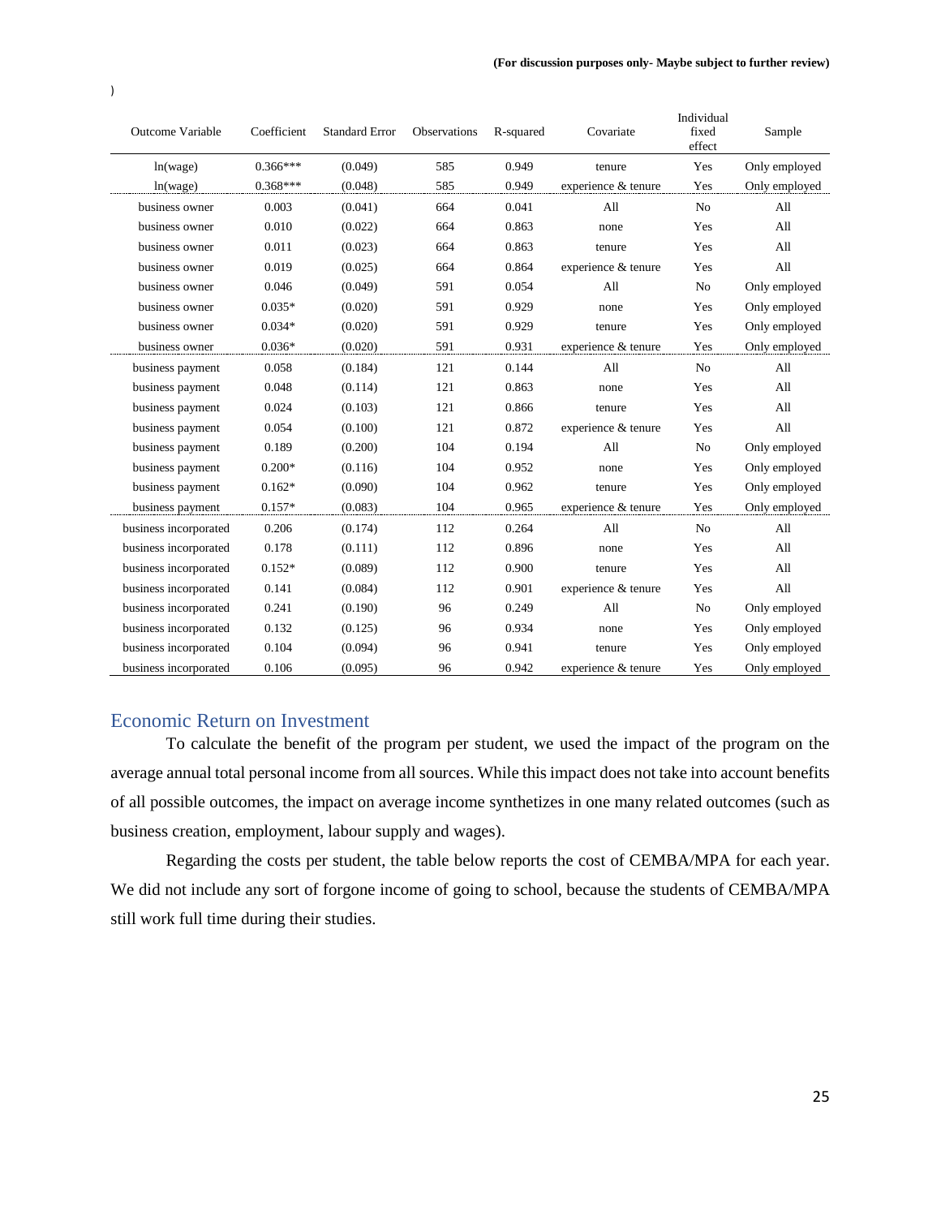)

| Outcome Variable | Coefficient | Standard Error | Observations | R-squared | Covariate | Individual fixed effect | Sample |
|---|---|---|---|---|---|---|---|
| ln(wage) | 0.366*** | (0.049) | 585 | 0.949 | tenure | Yes | Only employed |
| ln(wage) | 0.368*** | (0.048) | 585 | 0.949 | experience & tenure | Yes | Only employed |
| business owner | 0.003 | (0.041) | 664 | 0.041 | All | No | All |
| business owner | 0.010 | (0.022) | 664 | 0.863 | none | Yes | All |
| business owner | 0.011 | (0.023) | 664 | 0.863 | tenure | Yes | All |
| business owner | 0.019 | (0.025) | 664 | 0.864 | experience & tenure | Yes | All |
| business owner | 0.046 | (0.049) | 591 | 0.054 | All | No | Only employed |
| business owner | 0.035* | (0.020) | 591 | 0.929 | none | Yes | Only employed |
| business owner | 0.034* | (0.020) | 591 | 0.929 | tenure | Yes | Only employed |
| business owner | 0.036* | (0.020) | 591 | 0.931 | experience & tenure | Yes | Only employed |
| business payment | 0.058 | (0.184) | 121 | 0.144 | All | No | All |
| business payment | 0.048 | (0.114) | 121 | 0.863 | none | Yes | All |
| business payment | 0.024 | (0.103) | 121 | 0.866 | tenure | Yes | All |
| business payment | 0.054 | (0.100) | 121 | 0.872 | experience & tenure | Yes | All |
| business payment | 0.189 | (0.200) | 104 | 0.194 | All | No | Only employed |
| business payment | 0.200* | (0.116) | 104 | 0.952 | none | Yes | Only employed |
| business payment | 0.162* | (0.090) | 104 | 0.962 | tenure | Yes | Only employed |
| business payment | 0.157* | (0.083) | 104 | 0.965 | experience & tenure | Yes | Only employed |
| business incorporated | 0.206 | (0.174) | 112 | 0.264 | All | No | All |
| business incorporated | 0.178 | (0.111) | 112 | 0.896 | none | Yes | All |
| business incorporated | 0.152* | (0.089) | 112 | 0.900 | tenure | Yes | All |
| business incorporated | 0.141 | (0.084) | 112 | 0.901 | experience & tenure | Yes | All |
| business incorporated | 0.241 | (0.190) | 96 | 0.249 | All | No | Only employed |
| business incorporated | 0.132 | (0.125) | 96 | 0.934 | none | Yes | Only employed |
| business incorporated | 0.104 | (0.094) | 96 | 0.941 | tenure | Yes | Only employed |
| business incorporated | 0.106 | (0.095) | 96 | 0.942 | experience & tenure | Yes | Only employed |

## Economic Return on Investment

To calculate the benefit of the program per student, we used the impact of the program on the average annual total personal income from all sources. While this impact does not take into account benefits of all possible outcomes, the impact on average income synthetizes in one many related outcomes (such as business creation, employment, labour supply and wages).

Regarding the costs per student, the table below reports the cost of CEMBA/MPA for each year. We did not include any sort of forgone income of going to school, because the students of CEMBA/MPA still work full time during their studies.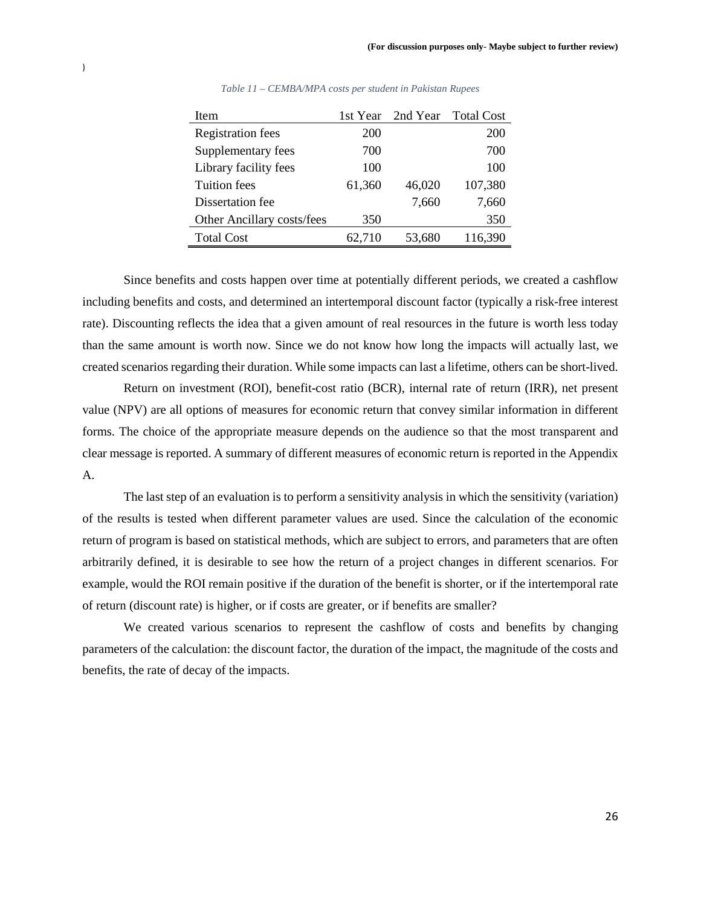*Table 11 – CEMBA/MPA costs per student in Pakistan Rupees*

| Item | 1st Year | 2nd Year | Total Cost |
|---|---|---|---|
| Registration fees | 200 | | 200 |
| Supplementary fees | 700 | | 700 |
| Library facility fees | 100 | | 100 |
| Tuition fees | 61,360 | 46,020 | 107,380 |
| Dissertation fee | | 7,660 | 7,660 |
| Other Ancillary costs/fees | 350 | | 350 |
| Total Cost | 62,710 | 53,680 | 116,390 |

Since benefits and costs happen over time at potentially different periods, we created a cashflow including benefits and costs, and determined an intertemporal discount factor (typically a risk-free interest rate). Discounting reflects the idea that a given amount of real resources in the future is worth less today than the same amount is worth now. Since we do not know how long the impacts will actually last, we created scenarios regarding their duration. While some impacts can last a lifetime, others can be short-lived.

Return on investment (ROI), benefit-cost ratio (BCR), internal rate of return (IRR), net present value (NPV) are all options of measures for economic return that convey similar information in different forms. The choice of the appropriate measure depends on the audience so that the most transparent and clear message is reported. A summary of different measures of economic return is reported in the Appendix A.

The last step of an evaluation is to perform a sensitivity analysis in which the sensitivity (variation) of the results is tested when different parameter values are used. Since the calculation of the economic return of program is based on statistical methods, which are subject to errors, and parameters that are often arbitrarily defined, it is desirable to see how the return of a project changes in different scenarios. For example, would the ROI remain positive if the duration of the benefit is shorter, or if the intertemporal rate of return (discount rate) is higher, or if costs are greater, or if benefits are smaller?

We created various scenarios to represent the cashflow of costs and benefits by changing parameters of the calculation: the discount factor, the duration of the impact, the magnitude of the costs and benefits, the rate of decay of the impacts.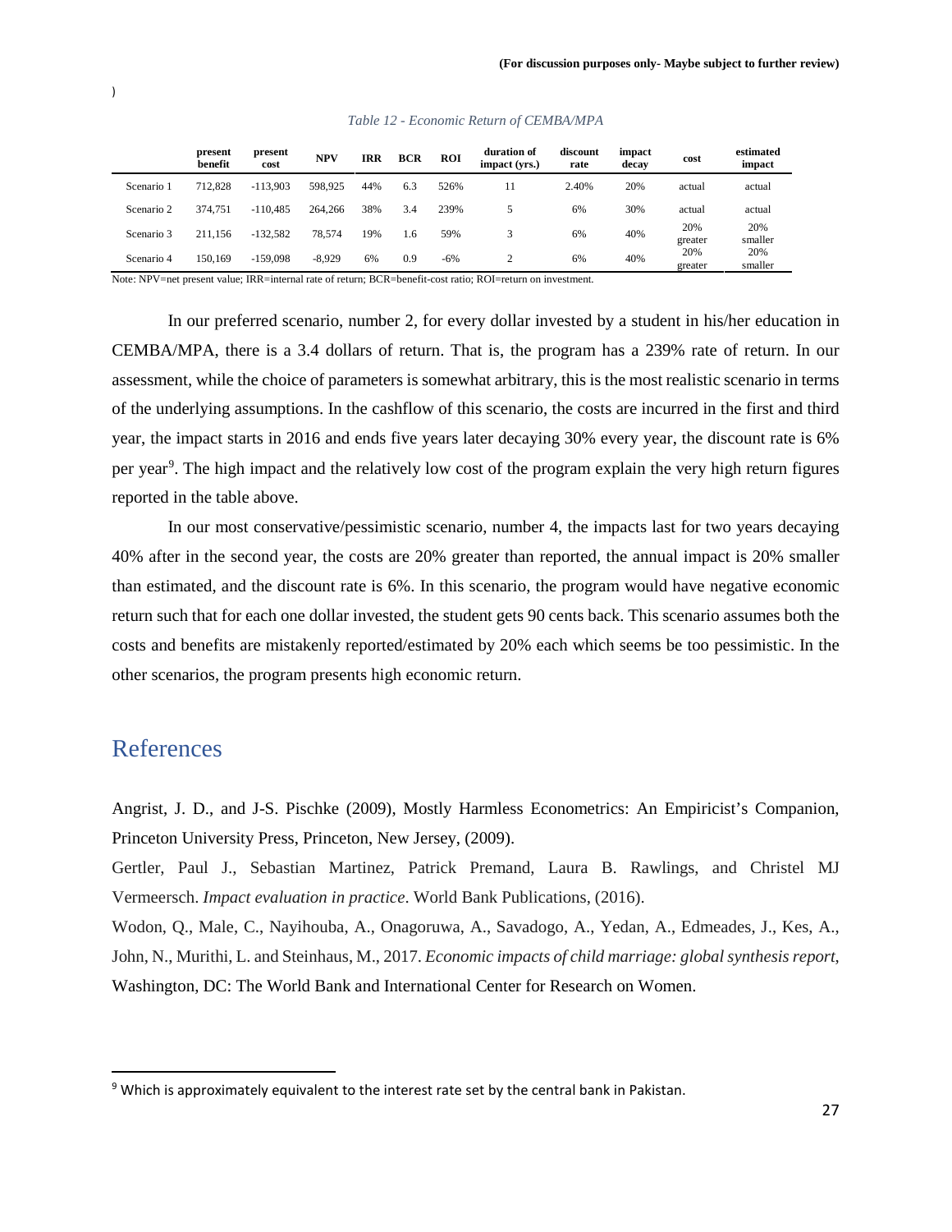)

*Table 12 - Economic Return of CEMBA/MPA*

| | present benefit | present cost | NPV | IRR | BCR | ROI | duration of impact (yrs.) | discount rate | impact decay | cost | estimated impact |
|---|---|---|---|---|---|---|---|---|---|---|---|
| Scenario 1 | 712,828 | -113,903 | 598,925 | 44% | 6.3 | 526% | 11 | 2.40% | 20% | actual | actual |
| Scenario 2 | 374,751 | -110,485 | 264,266 | 38% | 3.4 | 239% | 5 | 6% | 30% | actual | actual |
| Scenario 3 | 211,156 | -132,582 | 78,574 | 19% | 1.6 | 59% | 3 | 6% | 40% | 20% greater | 20% smaller |
| Scenario 4 | 150,169 | -159,098 | -8,929 | 6% | 0.9 | -6% | 2 | 6% | 40% | 20% greater | 20% smaller |

Note: NPV=net present value; IRR=internal rate of return; BCR=benefit-cost ratio; ROI=return on investment.

In our preferred scenario, number 2, for every dollar invested by a student in his/her education in CEMBA/MPA, there is a 3.4 dollars of return. That is, the program has a 239% rate of return. In our assessment, while the choice of parameters is somewhat arbitrary, this is the most realistic scenario in terms of the underlying assumptions. In the cashflow of this scenario, the costs are incurred in the first and third year, the impact starts in 2016 and ends five years later decaying 30% every year, the discount rate is 6% per year[9]. The high impact and the relatively low cost of the program explain the very high return figures reported in the table above.

In our most conservative/pessimistic scenario, number 4, the impacts last for two years decaying 40% after in the second year, the costs are 20% greater than reported, the annual impact is 20% smaller than estimated, and the discount rate is 6%. In this scenario, the program would have negative economic return such that for each one dollar invested, the student gets 90 cents back. This scenario assumes both the costs and benefits are mistakenly reported/estimated by 20% each which seems be too pessimistic. In the other scenarios, the program presents high economic return.

# References

Angrist, J. D., and J-S. Pischke (2009), Mostly Harmless Econometrics: An Empiricist's Companion, Princeton University Press, Princeton, New Jersey, (2009).

Gertler, Paul J., Sebastian Martinez, Patrick Premand, Laura B. Rawlings, and Christel MJ Vermeersch. *Impact evaluation in practice*. World Bank Publications, (2016).

Wodon, Q., Male, C., Nayihouba, A., Onagoruwa, A., Savadogo, A., Yedan, A., Edmeades, J., Kes, A., John, N., Murithi, L. and Steinhaus, M., 2017. *Economic impacts of child marriage: global synthesis report*, Washington, DC: The World Bank and International Center for Research on Women.

[9] Which is approximately equivalent to the interest rate set by the central bank in Pakistan.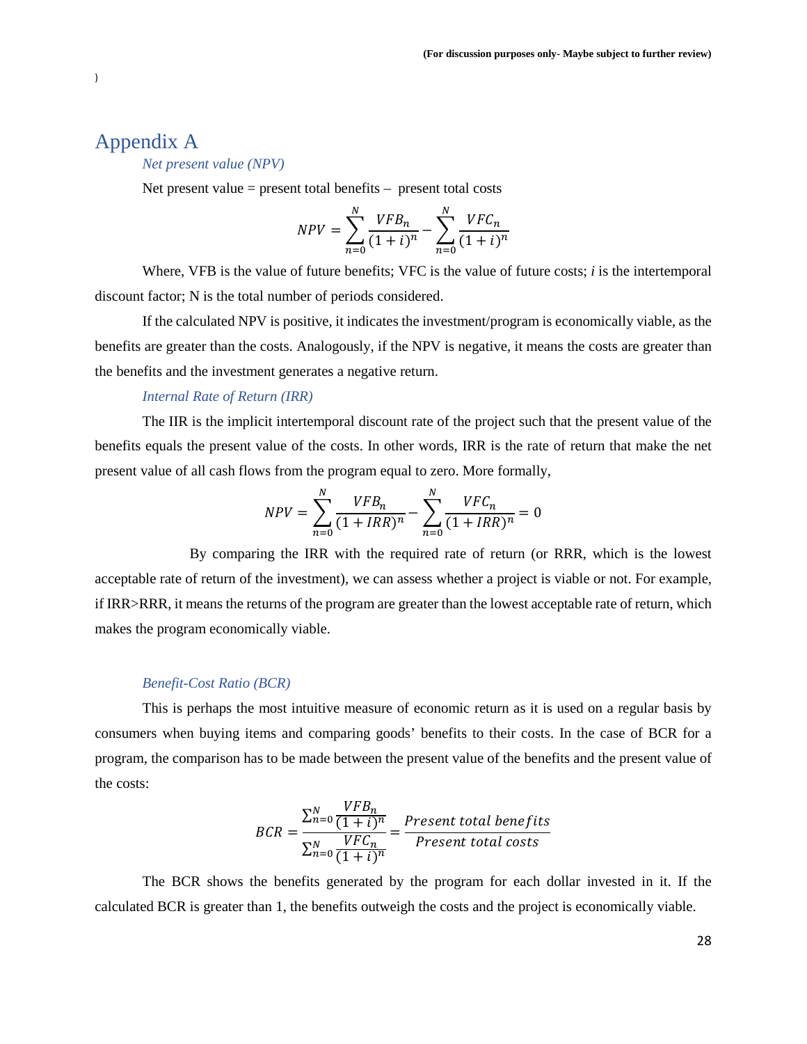# Appendix A

### *Net present value (NPV)*

Net present value = present total benefits – present total costs

$$NPV = \sum_{n=0}^{N} \frac{VFB_n}{(1+i)^n} - \sum_{n=0}^{N} \frac{VFC_n}{(1+i)^n}$$

Where, VFB is the value of future benefits; VFC is the value of future costs; *i* is the intertemporal discount factor; N is the total number of periods considered.

If the calculated NPV is positive, it indicates the investment/program is economically viable, as the benefits are greater than the costs. Analogously, if the NPV is negative, it means the costs are greater than the benefits and the investment generates a negative return.

### *Internal Rate of Return (IRR)*

The IIR is the implicit intertemporal discount rate of the project such that the present value of the benefits equals the present value of the costs. In other words, IRR is the rate of return that make the net present value of all cash flows from the program equal to zero. More formally,

$$NPV = \sum_{n=0}^{N} \frac{VFB_n}{(1+IRR)^n} - \sum_{n=0}^{N} \frac{VFC_n}{(1+IRR)^n} = 0$$

By comparing the IRR with the required rate of return (or RRR, which is the lowest acceptable rate of return of the investment), we can assess whether a project is viable or not. For example, if IRR>RRR, it means the returns of the program are greater than the lowest acceptable rate of return, which makes the program economically viable.

### *Benefit-Cost Ratio (BCR)*

This is perhaps the most intuitive measure of economic return as it is used on a regular basis by consumers when buying items and comparing goods' benefits to their costs. In the case of BCR for a program, the comparison has to be made between the present value of the benefits and the present value of the costs:

$$BCR = \frac{\sum_{n=0}^{N} \frac{VFB_n}{(1+i)^n}}{\sum_{n=0}^{N} \frac{VFC_n}{(1+i)^n}} = \frac{Present\ total\ benefits}{Present\ total\ costs}$$

The BCR shows the benefits generated by the program for each dollar invested in it. If the calculated BCR is greater than 1, the benefits outweigh the costs and the project is economically viable.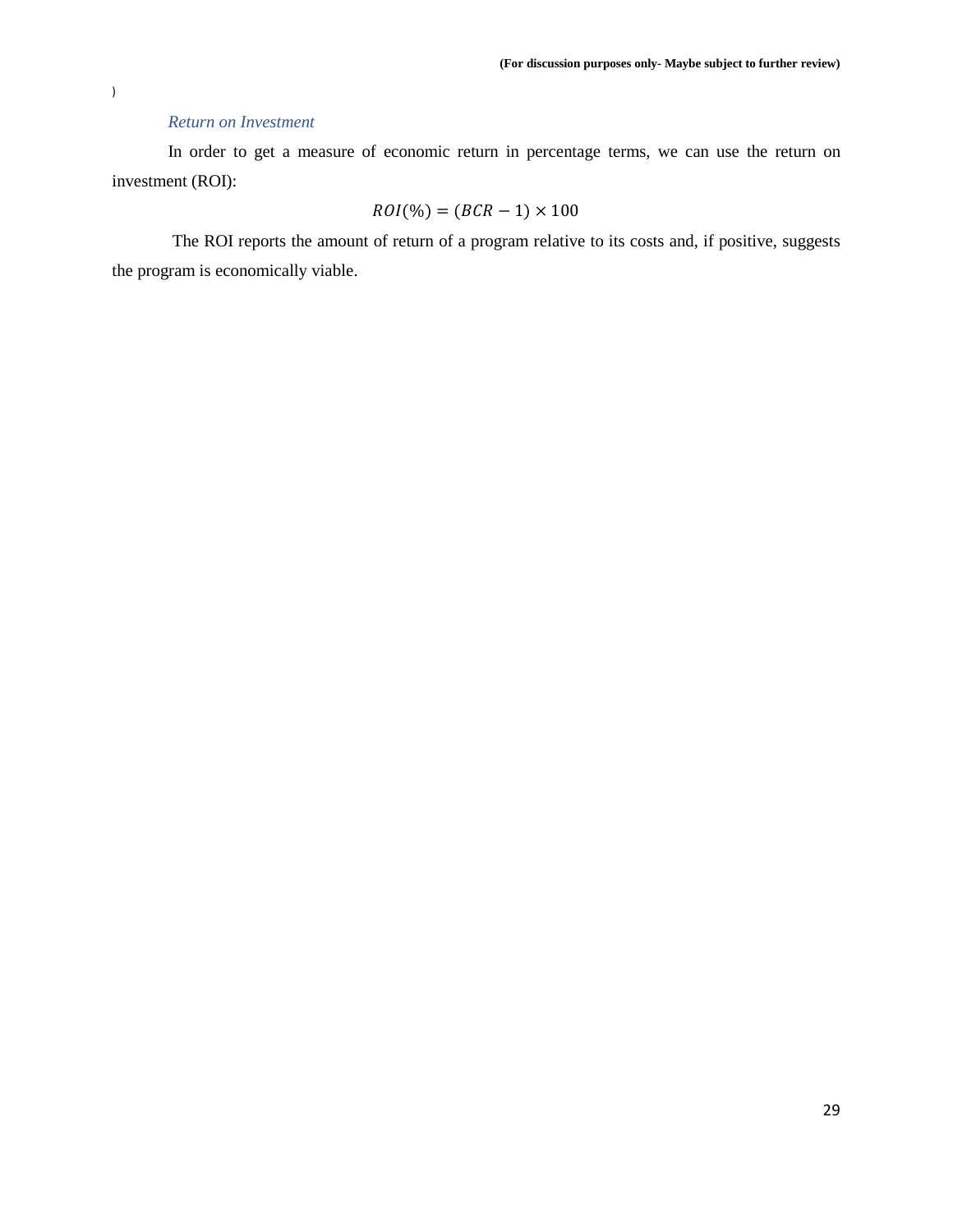)

*Return on Investment*

In order to get a measure of economic return in percentage terms, we can use the return on investment (ROI):

$$ROI(\%) = (BCR - 1) \times 100$$

The ROI reports the amount of return of a program relative to its costs and, if positive, suggests the program is economically viable.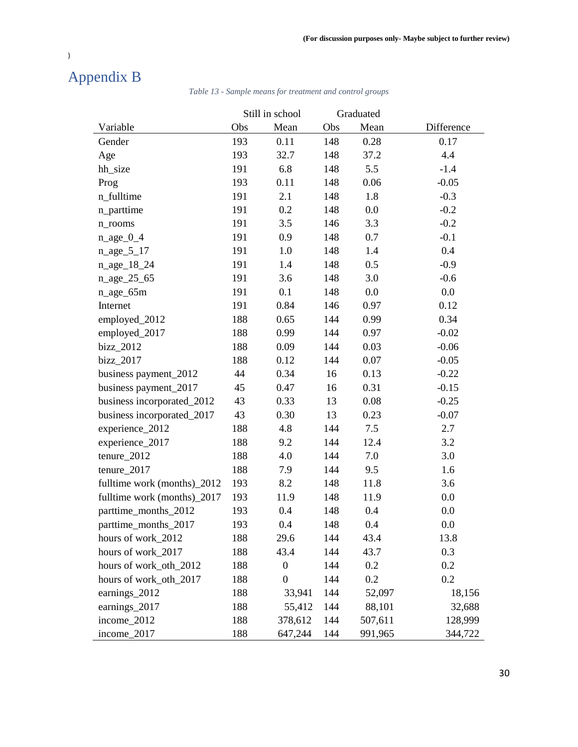)

# Appendix B

*Table 13 - Sample means for treatment and control groups*

| | Still in school | | Graduated | | |
|---|---|---|---|---|---|
| Variable | Obs | Mean | Obs | Mean | Difference |
| Gender | 193 | 0.11 | 148 | 0.28 | 0.17 |
| Age | 193 | 32.7 | 148 | 37.2 | 4.4 |
| hh_size | 191 | 6.8 | 148 | 5.5 | -1.4 |
| Prog | 193 | 0.11 | 148 | 0.06 | -0.05 |
| n_fulltime | 191 | 2.1 | 148 | 1.8 | -0.3 |
| n_parttime | 191 | 0.2 | 148 | 0.0 | -0.2 |
| n_rooms | 191 | 3.5 | 146 | 3.3 | -0.2 |
| n_age_0_4 | 191 | 0.9 | 148 | 0.7 | -0.1 |
| n_age_5_17 | 191 | 1.0 | 148 | 1.4 | 0.4 |
| n_age_18_24 | 191 | 1.4 | 148 | 0.5 | -0.9 |
| n_age_25_65 | 191 | 3.6 | 148 | 3.0 | -0.6 |
| n_age_65m | 191 | 0.1 | 148 | 0.0 | 0.0 |
| Internet | 191 | 0.84 | 146 | 0.97 | 0.12 |
| employed_2012 | 188 | 0.65 | 144 | 0.99 | 0.34 |
| employed_2017 | 188 | 0.99 | 144 | 0.97 | -0.02 |
| bizz_2012 | 188 | 0.09 | 144 | 0.03 | -0.06 |
| bizz_2017 | 188 | 0.12 | 144 | 0.07 | -0.05 |
| business payment_2012 | 44 | 0.34 | 16 | 0.13 | -0.22 |
| business payment_2017 | 45 | 0.47 | 16 | 0.31 | -0.15 |
| business incorporated_2012 | 43 | 0.33 | 13 | 0.08 | -0.25 |
| business incorporated_2017 | 43 | 0.30 | 13 | 0.23 | -0.07 |
| experience_2012 | 188 | 4.8 | 144 | 7.5 | 2.7 |
| experience_2017 | 188 | 9.2 | 144 | 12.4 | 3.2 |
| tenure_2012 | 188 | 4.0 | 144 | 7.0 | 3.0 |
| tenure_2017 | 188 | 7.9 | 144 | 9.5 | 1.6 |
| fulltime work (months)_2012 | 193 | 8.2 | 148 | 11.8 | 3.6 |
| fulltime work (months)_2017 | 193 | 11.9 | 148 | 11.9 | 0.0 |
| parttime_months_2012 | 193 | 0.4 | 148 | 0.4 | 0.0 |
| parttime_months_2017 | 193 | 0.4 | 148 | 0.4 | 0.0 |
| hours of work_2012 | 188 | 29.6 | 144 | 43.4 | 13.8 |
| hours of work_2017 | 188 | 43.4 | 144 | 43.7 | 0.3 |
| hours of work_oth_2012 | 188 | 0 | 144 | 0.2 | 0.2 |
| hours of work_oth_2017 | 188 | 0 | 144 | 0.2 | 0.2 |
| earnings_2012 | 188 | 33,941 | 144 | 52,097 | 18,156 |
| earnings_2017 | 188 | 55,412 | 144 | 88,101 | 32,688 |
| income_2012 | 188 | 378,612 | 144 | 507,611 | 128,999 |
| income_2017 | 188 | 647,244 | 144 | 991,965 | 344,722 |